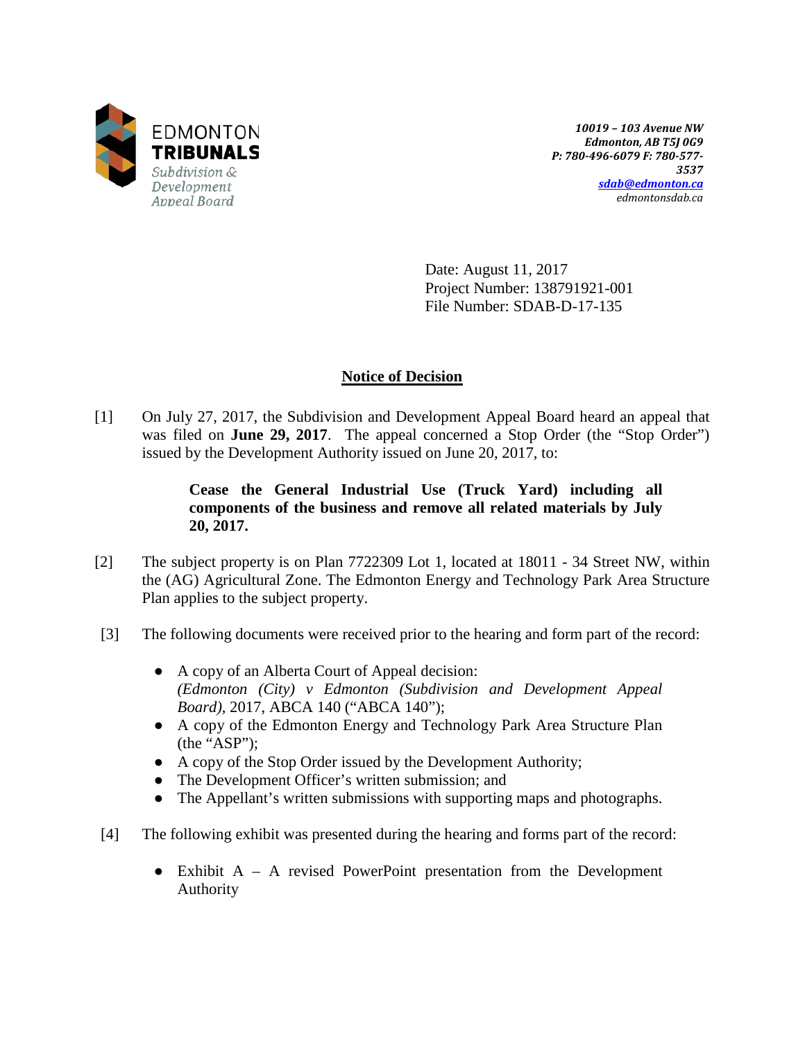EDMONTON
**TRIBUNALS**
*Subdivision & Development Appeal Board*

*10019 – 103 Avenue NW*
*Edmonton, AB T5J 0G9*
*P: 780-496-6079 F: 780-577-3537*
*sdab@edmonton.ca*
*edmontonsdab.ca*

Date: August 11, 2017
Project Number: 138791921-001
File Number: SDAB-D-17-135

## Notice of Decision

[1] On July 27, 2017, the Subdivision and Development Appeal Board heard an appeal that was filed on **June 29, 2017**. The appeal concerned a Stop Order (the "Stop Order") issued by the Development Authority issued on June 20, 2017, to:

> **Cease the General Industrial Use (Truck Yard) including all components of the business and remove all related materials by July 20, 2017.**

[2] The subject property is on Plan 7722309 Lot 1, located at 18011 - 34 Street NW, within the (AG) Agricultural Zone. The Edmonton Energy and Technology Park Area Structure Plan applies to the subject property.

[3] The following documents were received prior to the hearing and form part of the record:

- A copy of an Alberta Court of Appeal decision: *(Edmonton (City) v Edmonton (Subdivision and Development Appeal Board)*, 2017, ABCA 140 ("ABCA 140");
- A copy of the Edmonton Energy and Technology Park Area Structure Plan (the "ASP");
- A copy of the Stop Order issued by the Development Authority;
- The Development Officer's written submission; and
- The Appellant's written submissions with supporting maps and photographs.

[4] The following exhibit was presented during the hearing and forms part of the record:

- Exhibit A – A revised PowerPoint presentation from the Development Authority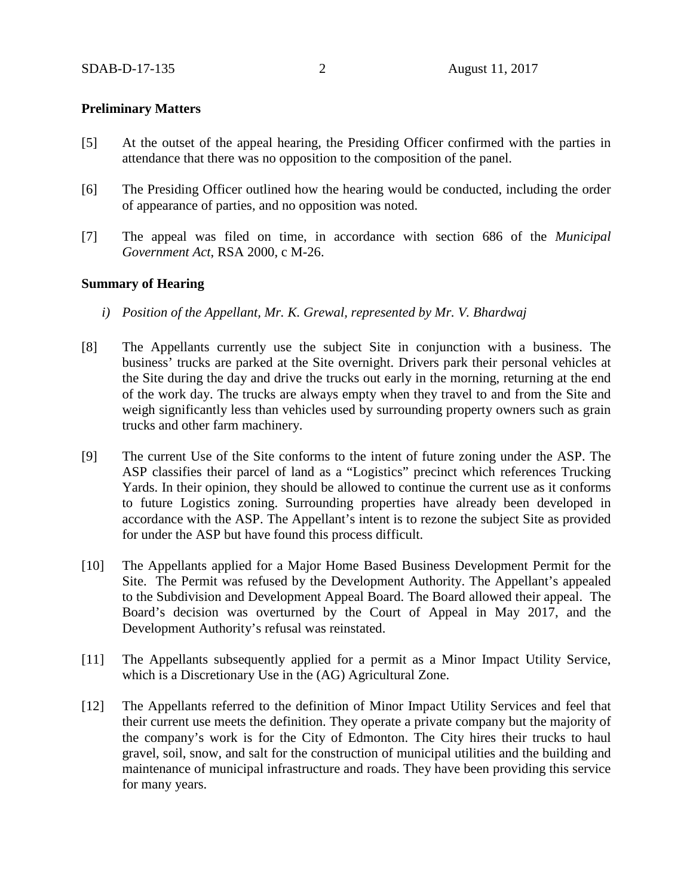**Preliminary Matters**

[5] At the outset of the appeal hearing, the Presiding Officer confirmed with the parties in attendance that there was no opposition to the composition of the panel.

[6] The Presiding Officer outlined how the hearing would be conducted, including the order of appearance of parties, and no opposition was noted.

[7] The appeal was filed on time, in accordance with section 686 of the *Municipal Government Act*, RSA 2000, c M-26.

**Summary of Hearing**

*i) Position of the Appellant, Mr. K. Grewal, represented by Mr. V. Bhardwaj*

[8] The Appellants currently use the subject Site in conjunction with a business. The business' trucks are parked at the Site overnight. Drivers park their personal vehicles at the Site during the day and drive the trucks out early in the morning, returning at the end of the work day. The trucks are always empty when they travel to and from the Site and weigh significantly less than vehicles used by surrounding property owners such as grain trucks and other farm machinery.

[9] The current Use of the Site conforms to the intent of future zoning under the ASP. The ASP classifies their parcel of land as a "Logistics" precinct which references Trucking Yards. In their opinion, they should be allowed to continue the current use as it conforms to future Logistics zoning. Surrounding properties have already been developed in accordance with the ASP. The Appellant's intent is to rezone the subject Site as provided for under the ASP but have found this process difficult.

[10] The Appellants applied for a Major Home Based Business Development Permit for the Site. The Permit was refused by the Development Authority. The Appellant's appealed to the Subdivision and Development Appeal Board. The Board allowed their appeal. The Board's decision was overturned by the Court of Appeal in May 2017, and the Development Authority's refusal was reinstated.

[11] The Appellants subsequently applied for a permit as a Minor Impact Utility Service, which is a Discretionary Use in the (AG) Agricultural Zone.

[12] The Appellants referred to the definition of Minor Impact Utility Services and feel that their current use meets the definition. They operate a private company but the majority of the company's work is for the City of Edmonton. The City hires their trucks to haul gravel, soil, snow, and salt for the construction of municipal utilities and the building and maintenance of municipal infrastructure and roads. They have been providing this service for many years.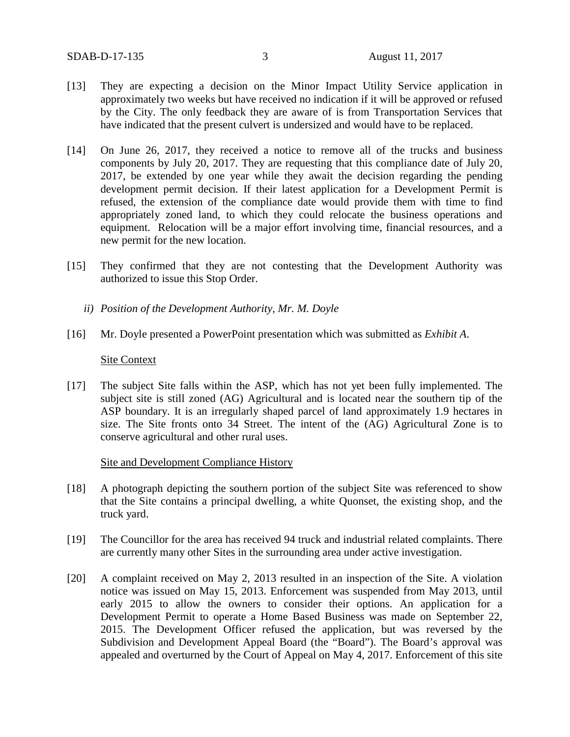[13] They are expecting a decision on the Minor Impact Utility Service application in approximately two weeks but have received no indication if it will be approved or refused by the City. The only feedback they are aware of is from Transportation Services that have indicated that the present culvert is undersized and would have to be replaced.

[14] On June 26, 2017, they received a notice to remove all of the trucks and business components by July 20, 2017. They are requesting that this compliance date of July 20, 2017, be extended by one year while they await the decision regarding the pending development permit decision. If their latest application for a Development Permit is refused, the extension of the compliance date would provide them with time to find appropriately zoned land, to which they could relocate the business operations and equipment. Relocation will be a major effort involving time, financial resources, and a new permit for the new location.

[15] They confirmed that they are not contesting that the Development Authority was authorized to issue this Stop Order.

*ii) Position of the Development Authority, Mr. M. Doyle*

[16] Mr. Doyle presented a PowerPoint presentation which was submitted as *Exhibit A*.

Site Context

[17] The subject Site falls within the ASP, which has not yet been fully implemented. The subject site is still zoned (AG) Agricultural and is located near the southern tip of the ASP boundary. It is an irregularly shaped parcel of land approximately 1.9 hectares in size. The Site fronts onto 34 Street. The intent of the (AG) Agricultural Zone is to conserve agricultural and other rural uses.

Site and Development Compliance History

[18] A photograph depicting the southern portion of the subject Site was referenced to show that the Site contains a principal dwelling, a white Quonset, the existing shop, and the truck yard.

[19] The Councillor for the area has received 94 truck and industrial related complaints. There are currently many other Sites in the surrounding area under active investigation.

[20] A complaint received on May 2, 2013 resulted in an inspection of the Site. A violation notice was issued on May 15, 2013. Enforcement was suspended from May 2013, until early 2015 to allow the owners to consider their options. An application for a Development Permit to operate a Home Based Business was made on September 22, 2015. The Development Officer refused the application, but was reversed by the Subdivision and Development Appeal Board (the "Board"). The Board's approval was appealed and overturned by the Court of Appeal on May 4, 2017. Enforcement of this site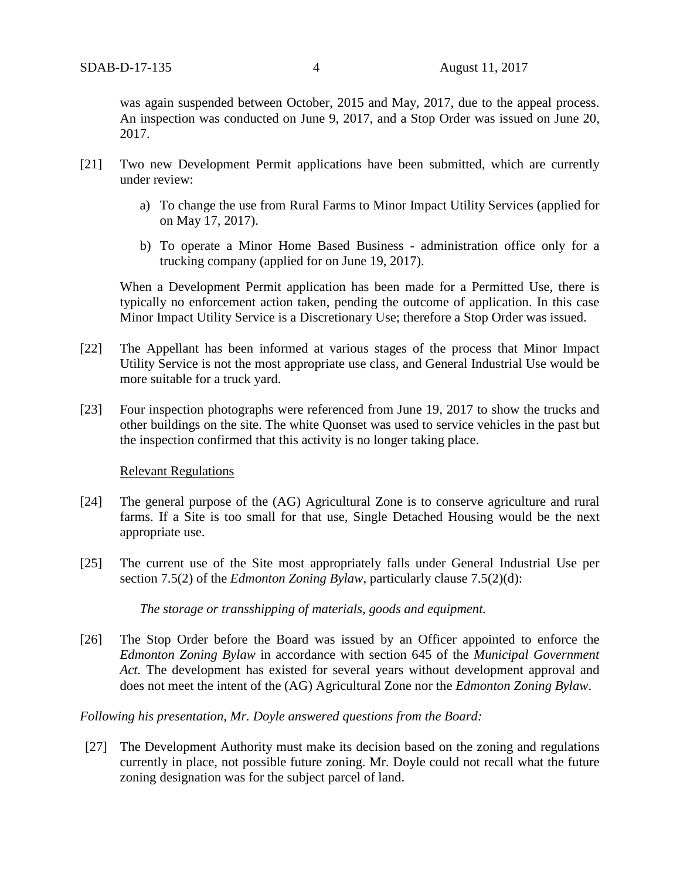was again suspended between October, 2015 and May, 2017, due to the appeal process. An inspection was conducted on June 9, 2017, and a Stop Order was issued on June 20, 2017.

[21] Two new Development Permit applications have been submitted, which are currently under review:

a) To change the use from Rural Farms to Minor Impact Utility Services (applied for on May 17, 2017).

b) To operate a Minor Home Based Business - administration office only for a trucking company (applied for on June 19, 2017).

When a Development Permit application has been made for a Permitted Use, there is typically no enforcement action taken, pending the outcome of application. In this case Minor Impact Utility Service is a Discretionary Use; therefore a Stop Order was issued.

[22] The Appellant has been informed at various stages of the process that Minor Impact Utility Service is not the most appropriate use class, and General Industrial Use would be more suitable for a truck yard.

[23] Four inspection photographs were referenced from June 19, 2017 to show the trucks and other buildings on the site. The white Quonset was used to service vehicles in the past but the inspection confirmed that this activity is no longer taking place.

<u>Relevant Regulations</u>

[24] The general purpose of the (AG) Agricultural Zone is to conserve agriculture and rural farms. If a Site is too small for that use, Single Detached Housing would be the next appropriate use.

[25] The current use of the Site most appropriately falls under General Industrial Use per section 7.5(2) of the *Edmonton Zoning Bylaw*, particularly clause 7.5(2)(d):

*The storage or transshipping of materials, goods and equipment.*

[26] The Stop Order before the Board was issued by an Officer appointed to enforce the *Edmonton Zoning Bylaw* in accordance with section 645 of the *Municipal Government Act.* The development has existed for several years without development approval and does not meet the intent of the (AG) Agricultural Zone nor the *Edmonton Zoning Bylaw*.

*Following his presentation, Mr. Doyle answered questions from the Board:*

[27] The Development Authority must make its decision based on the zoning and regulations currently in place, not possible future zoning. Mr. Doyle could not recall what the future zoning designation was for the subject parcel of land.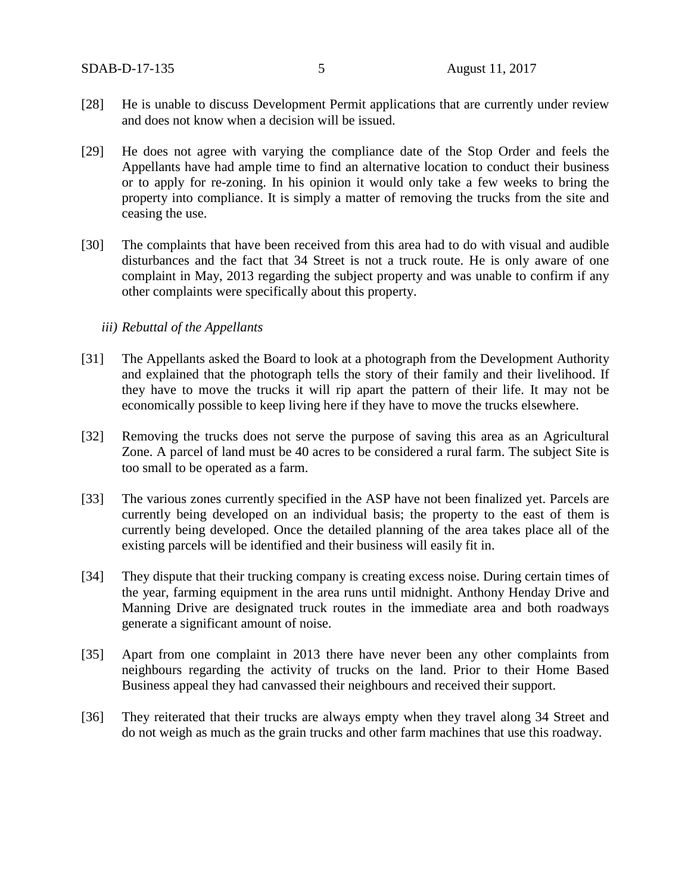[28] He is unable to discuss Development Permit applications that are currently under review and does not know when a decision will be issued.

[29] He does not agree with varying the compliance date of the Stop Order and feels the Appellants have had ample time to find an alternative location to conduct their business or to apply for re-zoning. In his opinion it would only take a few weeks to bring the property into compliance. It is simply a matter of removing the trucks from the site and ceasing the use.

[30] The complaints that have been received from this area had to do with visual and audible disturbances and the fact that 34 Street is not a truck route. He is only aware of one complaint in May, 2013 regarding the subject property and was unable to confirm if any other complaints were specifically about this property.

*iii) Rebuttal of the Appellants*

[31] The Appellants asked the Board to look at a photograph from the Development Authority and explained that the photograph tells the story of their family and their livelihood. If they have to move the trucks it will rip apart the pattern of their life. It may not be economically possible to keep living here if they have to move the trucks elsewhere.

[32] Removing the trucks does not serve the purpose of saving this area as an Agricultural Zone. A parcel of land must be 40 acres to be considered a rural farm. The subject Site is too small to be operated as a farm.

[33] The various zones currently specified in the ASP have not been finalized yet. Parcels are currently being developed on an individual basis; the property to the east of them is currently being developed. Once the detailed planning of the area takes place all of the existing parcels will be identified and their business will easily fit in.

[34] They dispute that their trucking company is creating excess noise. During certain times of the year, farming equipment in the area runs until midnight. Anthony Henday Drive and Manning Drive are designated truck routes in the immediate area and both roadways generate a significant amount of noise.

[35] Apart from one complaint in 2013 there have never been any other complaints from neighbours regarding the activity of trucks on the land. Prior to their Home Based Business appeal they had canvassed their neighbours and received their support.

[36] They reiterated that their trucks are always empty when they travel along 34 Street and do not weigh as much as the grain trucks and other farm machines that use this roadway.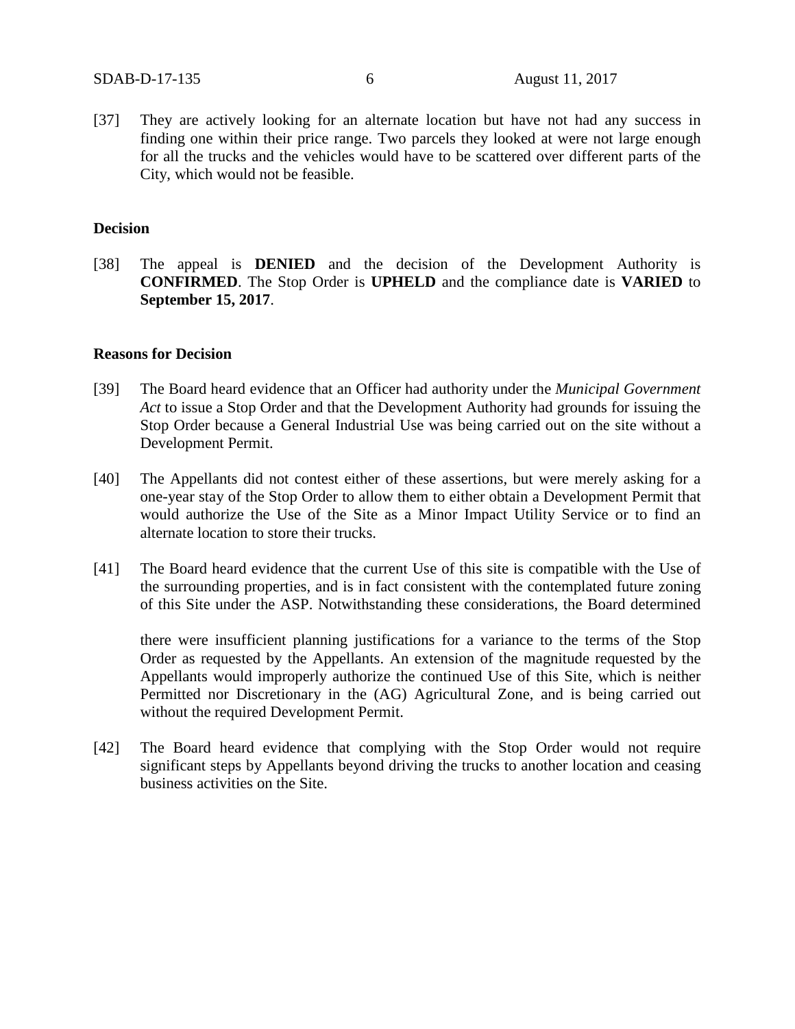[37] They are actively looking for an alternate location but have not had any success in finding one within their price range. Two parcels they looked at were not large enough for all the trucks and the vehicles would have to be scattered over different parts of the City, which would not be feasible.

**Decision**

[38] The appeal is **DENIED** and the decision of the Development Authority is **CONFIRMED**. The Stop Order is **UPHELD** and the compliance date is **VARIED** to **September 15, 2017**.

**Reasons for Decision**

[39] The Board heard evidence that an Officer had authority under the *Municipal Government Act* to issue a Stop Order and that the Development Authority had grounds for issuing the Stop Order because a General Industrial Use was being carried out on the site without a Development Permit.

[40] The Appellants did not contest either of these assertions, but were merely asking for a one-year stay of the Stop Order to allow them to either obtain a Development Permit that would authorize the Use of the Site as a Minor Impact Utility Service or to find an alternate location to store their trucks.

[41] The Board heard evidence that the current Use of this site is compatible with the Use of the surrounding properties, and is in fact consistent with the contemplated future zoning of this Site under the ASP. Notwithstanding these considerations, the Board determined there were insufficient planning justifications for a variance to the terms of the Stop Order as requested by the Appellants. An extension of the magnitude requested by the Appellants would improperly authorize the continued Use of this Site, which is neither Permitted nor Discretionary in the (AG) Agricultural Zone, and is being carried out without the required Development Permit.

[42] The Board heard evidence that complying with the Stop Order would not require significant steps by Appellants beyond driving the trucks to another location and ceasing business activities on the Site.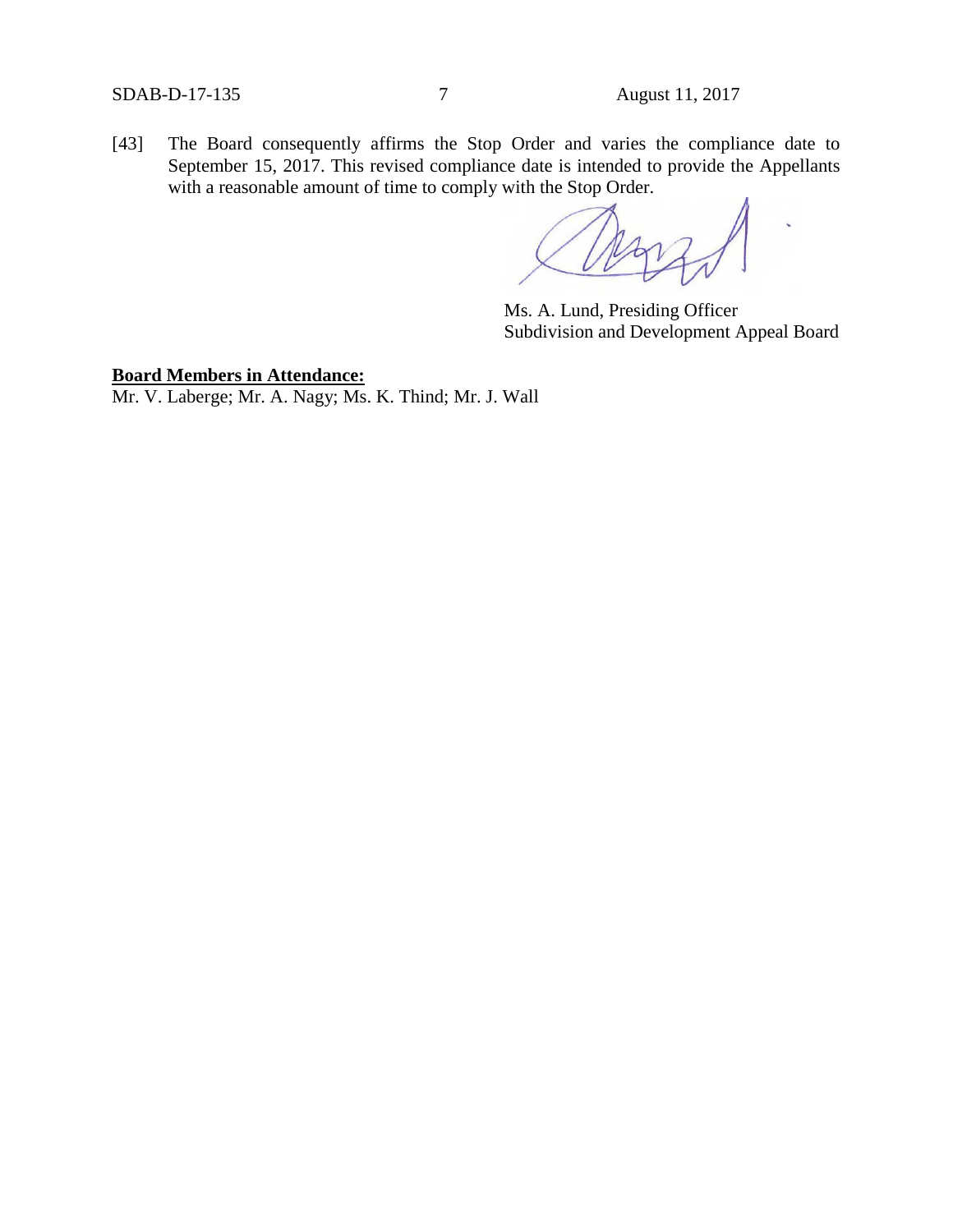[43] The Board consequently affirms the Stop Order and varies the compliance date to September 15, 2017. This revised compliance date is intended to provide the Appellants with a reasonable amount of time to comply with the Stop Order.

Ms. A. Lund, Presiding Officer
Subdivision and Development Appeal Board

**Board Members in Attendance:**

Mr. V. Laberge; Mr. A. Nagy; Ms. K. Thind; Mr. J. Wall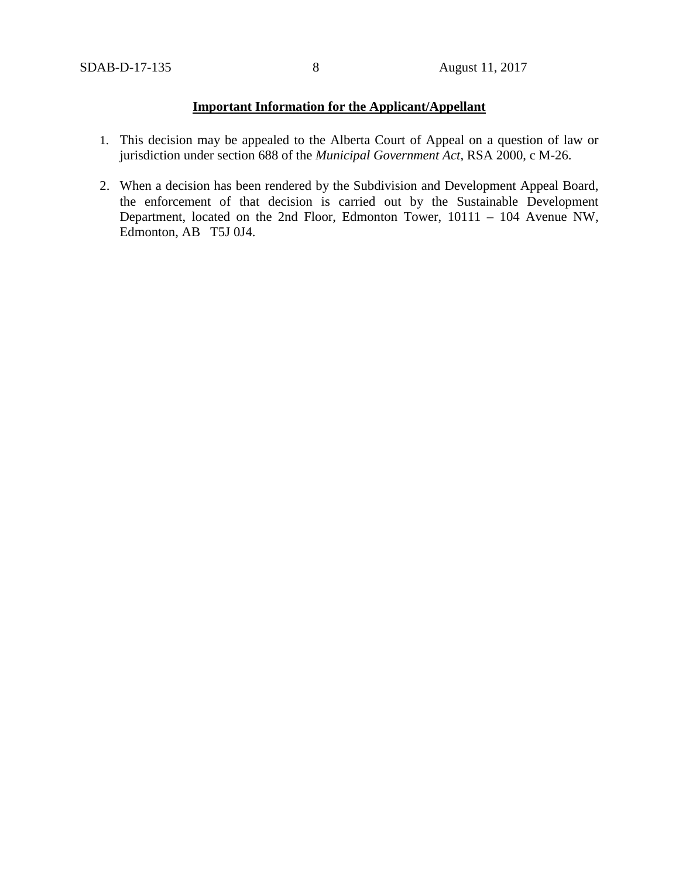**Important Information for the Applicant/Appellant**

1. This decision may be appealed to the Alberta Court of Appeal on a question of law or jurisdiction under section 688 of the *Municipal Government Act*, RSA 2000, c M-26.

2. When a decision has been rendered by the Subdivision and Development Appeal Board, the enforcement of that decision is carried out by the Sustainable Development Department, located on the 2nd Floor, Edmonton Tower, 10111 – 104 Avenue NW, Edmonton, AB T5J 0J4.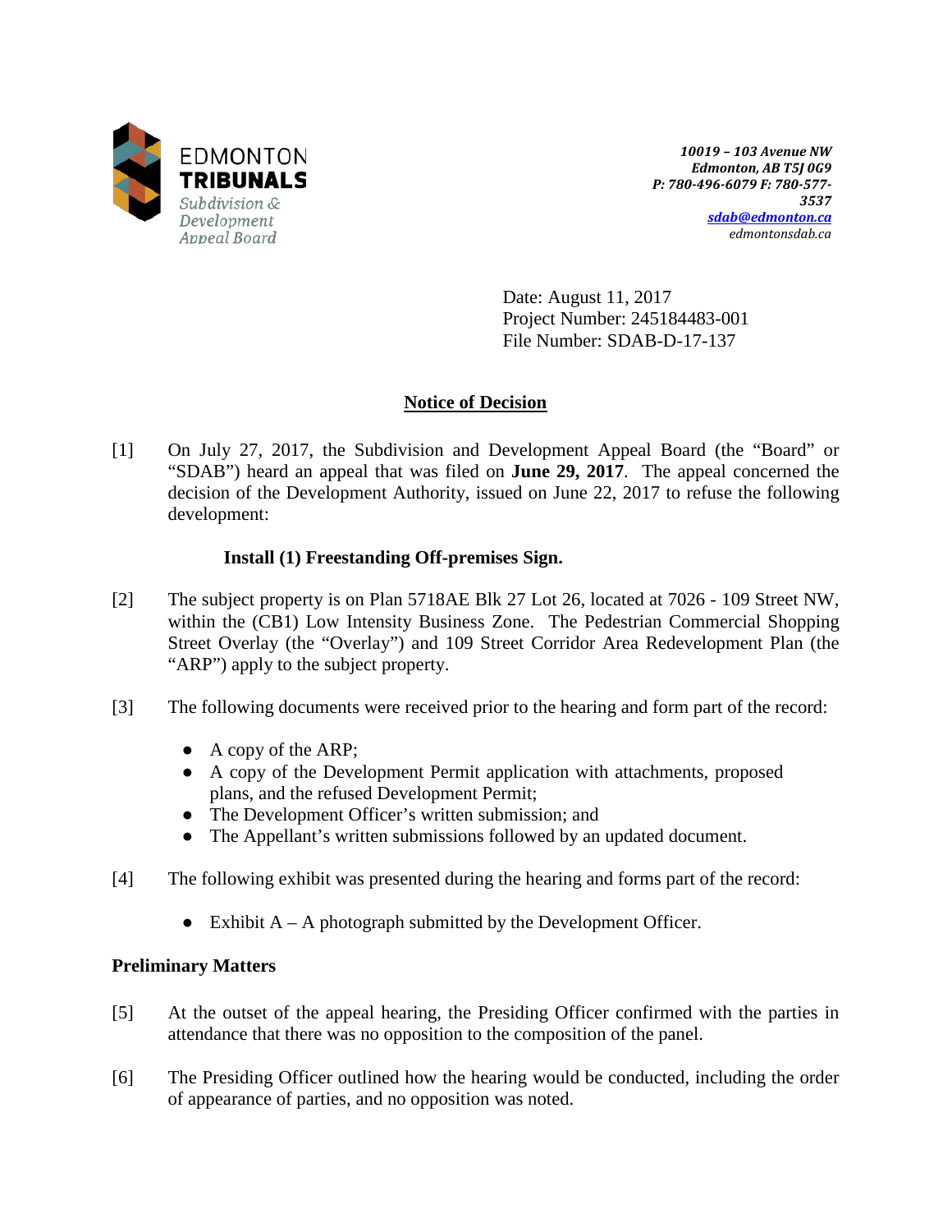EDMONTON
TRIBUNALS
Subdivision & Development Appeal Board

*10019 – 103 Avenue NW*
*Edmonton, AB T5J 0G9*
*P: 780-496-6079 F: 780-577-3537*
*sdab@edmonton.ca*
*edmontonsdab.ca*

Date: August 11, 2017
Project Number: 245184483-001
File Number: SDAB-D-17-137

## Notice of Decision

[1] On July 27, 2017, the Subdivision and Development Appeal Board (the "Board" or "SDAB") heard an appeal that was filed on **June 29, 2017**. The appeal concerned the decision of the Development Authority, issued on June 22, 2017 to refuse the following development:

**Install (1) Freestanding Off-premises Sign.**

[2] The subject property is on Plan 5718AE Blk 27 Lot 26, located at 7026 - 109 Street NW, within the (CB1) Low Intensity Business Zone. The Pedestrian Commercial Shopping Street Overlay (the "Overlay") and 109 Street Corridor Area Redevelopment Plan (the "ARP") apply to the subject property.

[3] The following documents were received prior to the hearing and form part of the record:

- A copy of the ARP;
- A copy of the Development Permit application with attachments, proposed plans, and the refused Development Permit;
- The Development Officer's written submission; and
- The Appellant's written submissions followed by an updated document.

[4] The following exhibit was presented during the hearing and forms part of the record:

- Exhibit A – A photograph submitted by the Development Officer.

### Preliminary Matters

[5] At the outset of the appeal hearing, the Presiding Officer confirmed with the parties in attendance that there was no opposition to the composition of the panel.

[6] The Presiding Officer outlined how the hearing would be conducted, including the order of appearance of parties, and no opposition was noted.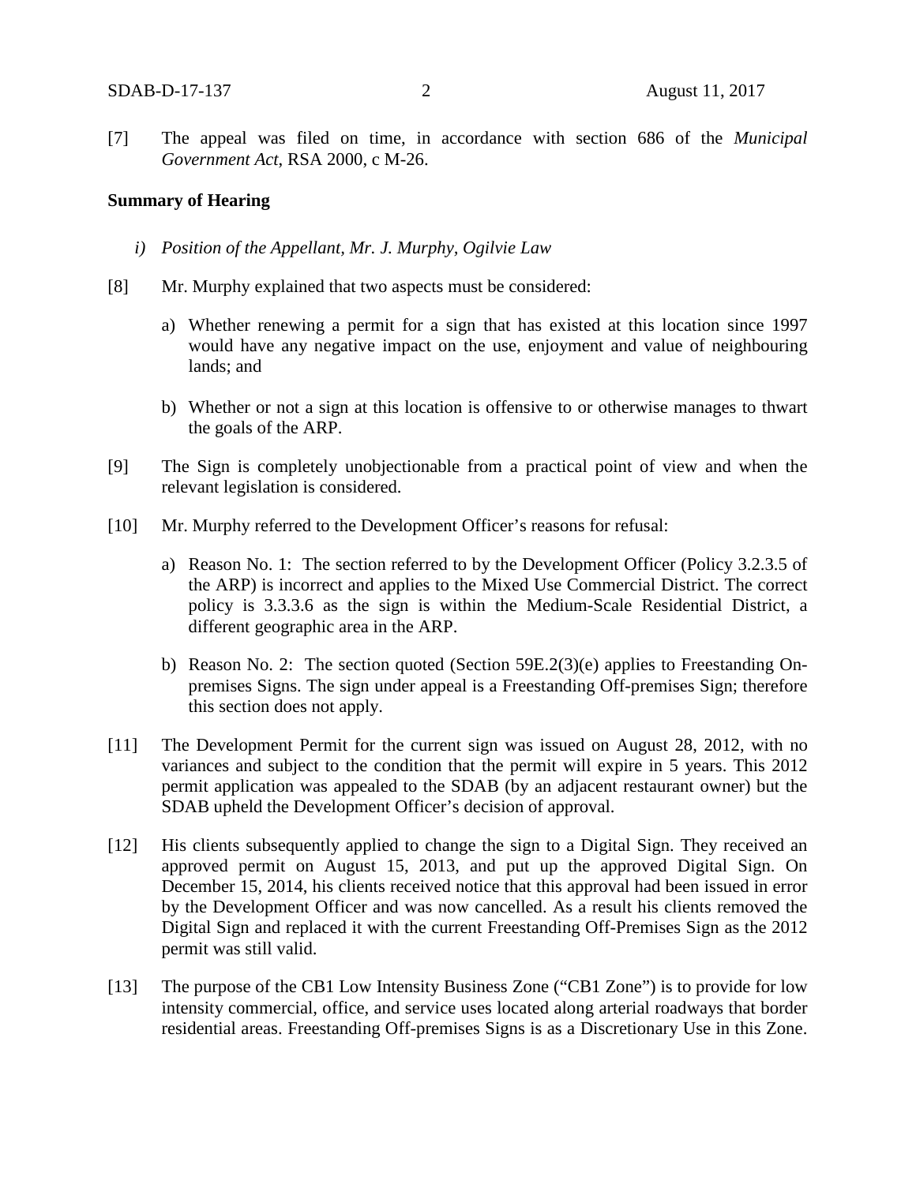[7] The appeal was filed on time, in accordance with section 686 of the *Municipal Government Act*, RSA 2000, c M-26.

**Summary of Hearing**

*i) Position of the Appellant, Mr. J. Murphy, Ogilvie Law*

[8] Mr. Murphy explained that two aspects must be considered:

a) Whether renewing a permit for a sign that has existed at this location since 1997 would have any negative impact on the use, enjoyment and value of neighbouring lands; and

b) Whether or not a sign at this location is offensive to or otherwise manages to thwart the goals of the ARP.

[9] The Sign is completely unobjectionable from a practical point of view and when the relevant legislation is considered.

[10] Mr. Murphy referred to the Development Officer's reasons for refusal:

a) Reason No. 1: The section referred to by the Development Officer (Policy 3.2.3.5 of the ARP) is incorrect and applies to the Mixed Use Commercial District. The correct policy is 3.3.3.6 as the sign is within the Medium-Scale Residential District, a different geographic area in the ARP.

b) Reason No. 2: The section quoted (Section 59E.2(3)(e) applies to Freestanding On-premises Signs. The sign under appeal is a Freestanding Off-premises Sign; therefore this section does not apply.

[11] The Development Permit for the current sign was issued on August 28, 2012, with no variances and subject to the condition that the permit will expire in 5 years. This 2012 permit application was appealed to the SDAB (by an adjacent restaurant owner) but the SDAB upheld the Development Officer's decision of approval.

[12] His clients subsequently applied to change the sign to a Digital Sign. They received an approved permit on August 15, 2013, and put up the approved Digital Sign. On December 15, 2014, his clients received notice that this approval had been issued in error by the Development Officer and was now cancelled. As a result his clients removed the Digital Sign and replaced it with the current Freestanding Off-Premises Sign as the 2012 permit was still valid.

[13] The purpose of the CB1 Low Intensity Business Zone ("CB1 Zone") is to provide for low intensity commercial, office, and service uses located along arterial roadways that border residential areas. Freestanding Off-premises Signs is as a Discretionary Use in this Zone.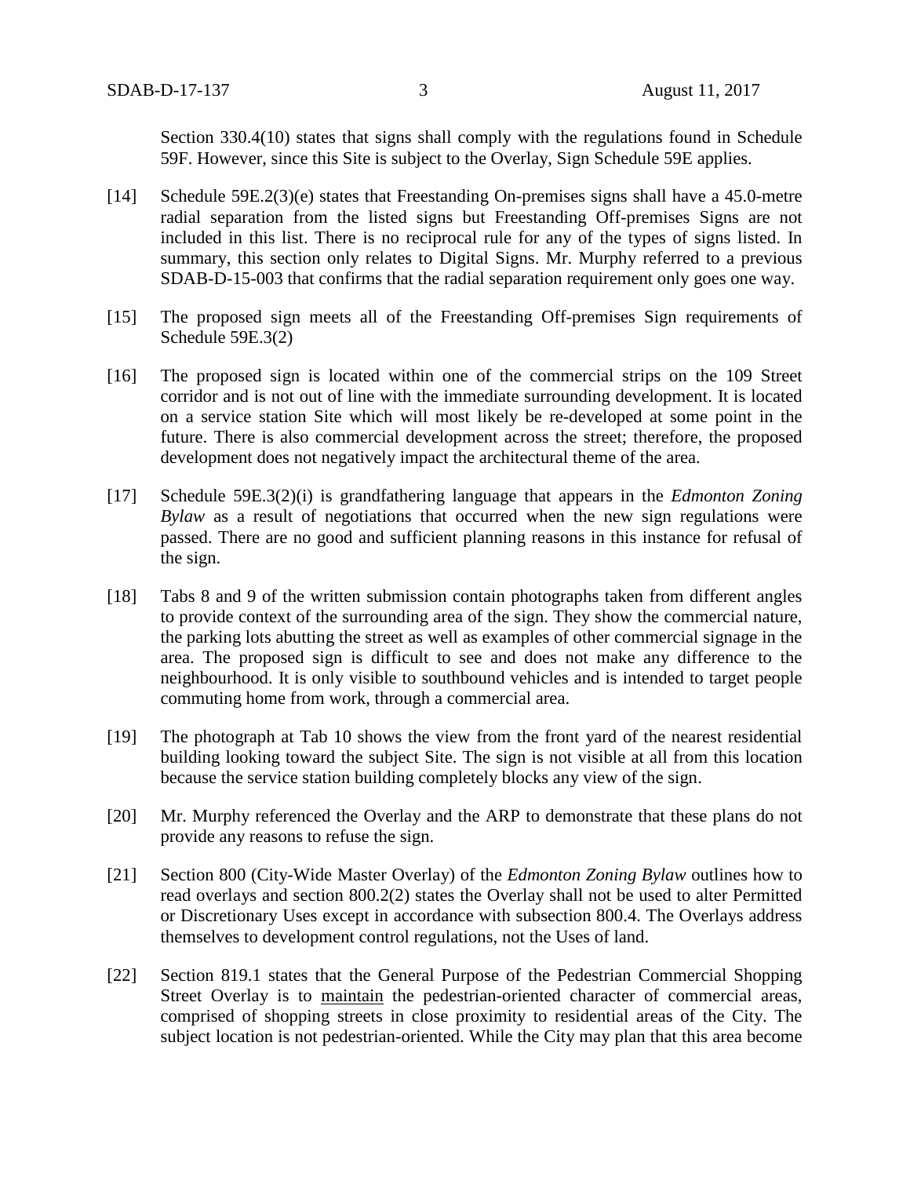Section 330.4(10) states that signs shall comply with the regulations found in Schedule 59F. However, since this Site is subject to the Overlay, Sign Schedule 59E applies.

[14] Schedule 59E.2(3)(e) states that Freestanding On-premises signs shall have a 45.0-metre radial separation from the listed signs but Freestanding Off-premises Signs are not included in this list. There is no reciprocal rule for any of the types of signs listed. In summary, this section only relates to Digital Signs. Mr. Murphy referred to a previous SDAB-D-15-003 that confirms that the radial separation requirement only goes one way.

[15] The proposed sign meets all of the Freestanding Off-premises Sign requirements of Schedule 59E.3(2)

[16] The proposed sign is located within one of the commercial strips on the 109 Street corridor and is not out of line with the immediate surrounding development. It is located on a service station Site which will most likely be re-developed at some point in the future. There is also commercial development across the street; therefore, the proposed development does not negatively impact the architectural theme of the area.

[17] Schedule 59E.3(2)(i) is grandfathering language that appears in the *Edmonton Zoning Bylaw* as a result of negotiations that occurred when the new sign regulations were passed. There are no good and sufficient planning reasons in this instance for refusal of the sign.

[18] Tabs 8 and 9 of the written submission contain photographs taken from different angles to provide context of the surrounding area of the sign. They show the commercial nature, the parking lots abutting the street as well as examples of other commercial signage in the area. The proposed sign is difficult to see and does not make any difference to the neighbourhood. It is only visible to southbound vehicles and is intended to target people commuting home from work, through a commercial area.

[19] The photograph at Tab 10 shows the view from the front yard of the nearest residential building looking toward the subject Site. The sign is not visible at all from this location because the service station building completely blocks any view of the sign.

[20] Mr. Murphy referenced the Overlay and the ARP to demonstrate that these plans do not provide any reasons to refuse the sign.

[21] Section 800 (City-Wide Master Overlay) of the *Edmonton Zoning Bylaw* outlines how to read overlays and section 800.2(2) states the Overlay shall not be used to alter Permitted or Discretionary Uses except in accordance with subsection 800.4. The Overlays address themselves to development control regulations, not the Uses of land.

[22] Section 819.1 states that the General Purpose of the Pedestrian Commercial Shopping Street Overlay is to <u>maintain</u> the pedestrian-oriented character of commercial areas, comprised of shopping streets in close proximity to residential areas of the City. The subject location is not pedestrian-oriented. While the City may plan that this area become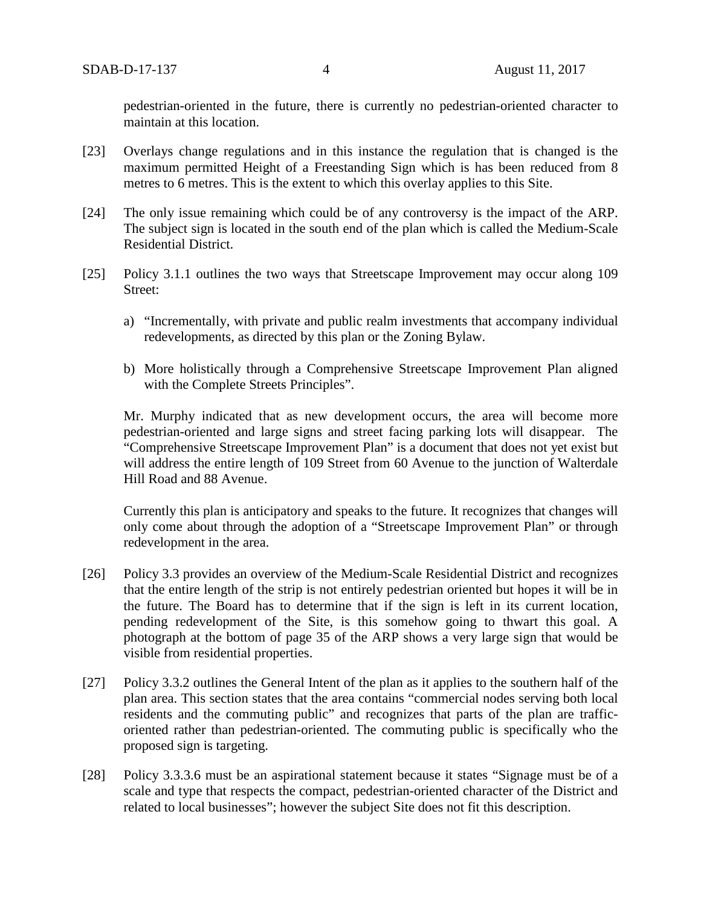pedestrian-oriented in the future, there is currently no pedestrian-oriented character to maintain at this location.

[23] Overlays change regulations and in this instance the regulation that is changed is the maximum permitted Height of a Freestanding Sign which is has been reduced from 8 metres to 6 metres. This is the extent to which this overlay applies to this Site.

[24] The only issue remaining which could be of any controversy is the impact of the ARP. The subject sign is located in the south end of the plan which is called the Medium-Scale Residential District.

[25] Policy 3.1.1 outlines the two ways that Streetscape Improvement may occur along 109 Street:

a) "Incrementally, with private and public realm investments that accompany individual redevelopments, as directed by this plan or the Zoning Bylaw.

b) More holistically through a Comprehensive Streetscape Improvement Plan aligned with the Complete Streets Principles".

Mr. Murphy indicated that as new development occurs, the area will become more pedestrian-oriented and large signs and street facing parking lots will disappear. The "Comprehensive Streetscape Improvement Plan" is a document that does not yet exist but will address the entire length of 109 Street from 60 Avenue to the junction of Walterdale Hill Road and 88 Avenue.

Currently this plan is anticipatory and speaks to the future. It recognizes that changes will only come about through the adoption of a "Streetscape Improvement Plan" or through redevelopment in the area.

[26] Policy 3.3 provides an overview of the Medium-Scale Residential District and recognizes that the entire length of the strip is not entirely pedestrian oriented but hopes it will be in the future. The Board has to determine that if the sign is left in its current location, pending redevelopment of the Site, is this somehow going to thwart this goal. A photograph at the bottom of page 35 of the ARP shows a very large sign that would be visible from residential properties.

[27] Policy 3.3.2 outlines the General Intent of the plan as it applies to the southern half of the plan area. This section states that the area contains "commercial nodes serving both local residents and the commuting public" and recognizes that parts of the plan are traffic-oriented rather than pedestrian-oriented. The commuting public is specifically who the proposed sign is targeting.

[28] Policy 3.3.3.6 must be an aspirational statement because it states "Signage must be of a scale and type that respects the compact, pedestrian-oriented character of the District and related to local businesses"; however the subject Site does not fit this description.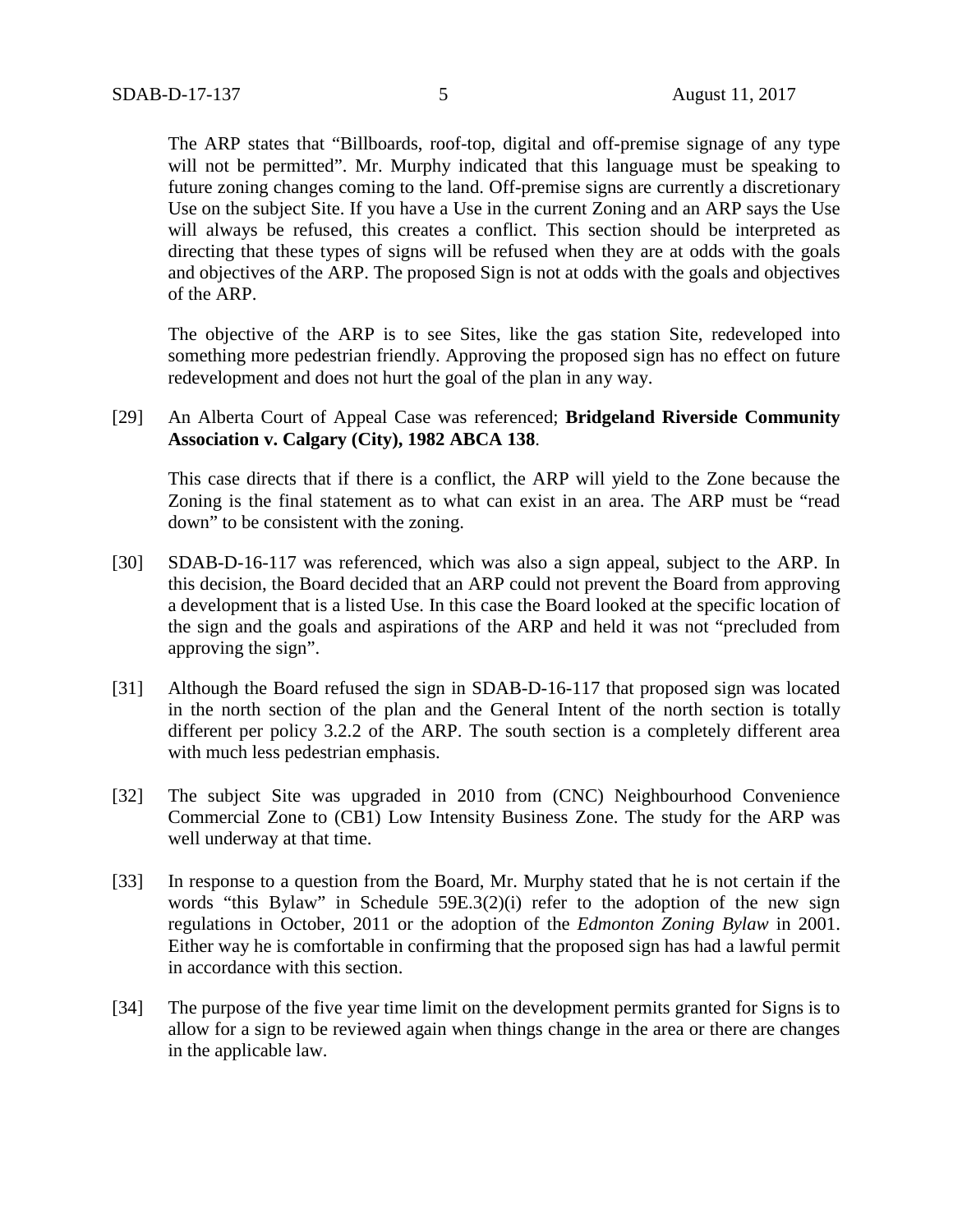The ARP states that "Billboards, roof-top, digital and off-premise signage of any type will not be permitted". Mr. Murphy indicated that this language must be speaking to future zoning changes coming to the land. Off-premise signs are currently a discretionary Use on the subject Site. If you have a Use in the current Zoning and an ARP says the Use will always be refused, this creates a conflict. This section should be interpreted as directing that these types of signs will be refused when they are at odds with the goals and objectives of the ARP. The proposed Sign is not at odds with the goals and objectives of the ARP.

The objective of the ARP is to see Sites, like the gas station Site, redeveloped into something more pedestrian friendly. Approving the proposed sign has no effect on future redevelopment and does not hurt the goal of the plan in any way.

[29] An Alberta Court of Appeal Case was referenced; **Bridgeland Riverside Community Association v. Calgary (City), 1982 ABCA 138**.

This case directs that if there is a conflict, the ARP will yield to the Zone because the Zoning is the final statement as to what can exist in an area. The ARP must be "read down" to be consistent with the zoning.

[30] SDAB-D-16-117 was referenced, which was also a sign appeal, subject to the ARP. In this decision, the Board decided that an ARP could not prevent the Board from approving a development that is a listed Use. In this case the Board looked at the specific location of the sign and the goals and aspirations of the ARP and held it was not "precluded from approving the sign".

[31] Although the Board refused the sign in SDAB-D-16-117 that proposed sign was located in the north section of the plan and the General Intent of the north section is totally different per policy 3.2.2 of the ARP. The south section is a completely different area with much less pedestrian emphasis.

[32] The subject Site was upgraded in 2010 from (CNC) Neighbourhood Convenience Commercial Zone to (CB1) Low Intensity Business Zone. The study for the ARP was well underway at that time.

[33] In response to a question from the Board, Mr. Murphy stated that he is not certain if the words "this Bylaw" in Schedule 59E.3(2)(i) refer to the adoption of the new sign regulations in October, 2011 or the adoption of the *Edmonton Zoning Bylaw* in 2001. Either way he is comfortable in confirming that the proposed sign has had a lawful permit in accordance with this section.

[34] The purpose of the five year time limit on the development permits granted for Signs is to allow for a sign to be reviewed again when things change in the area or there are changes in the applicable law.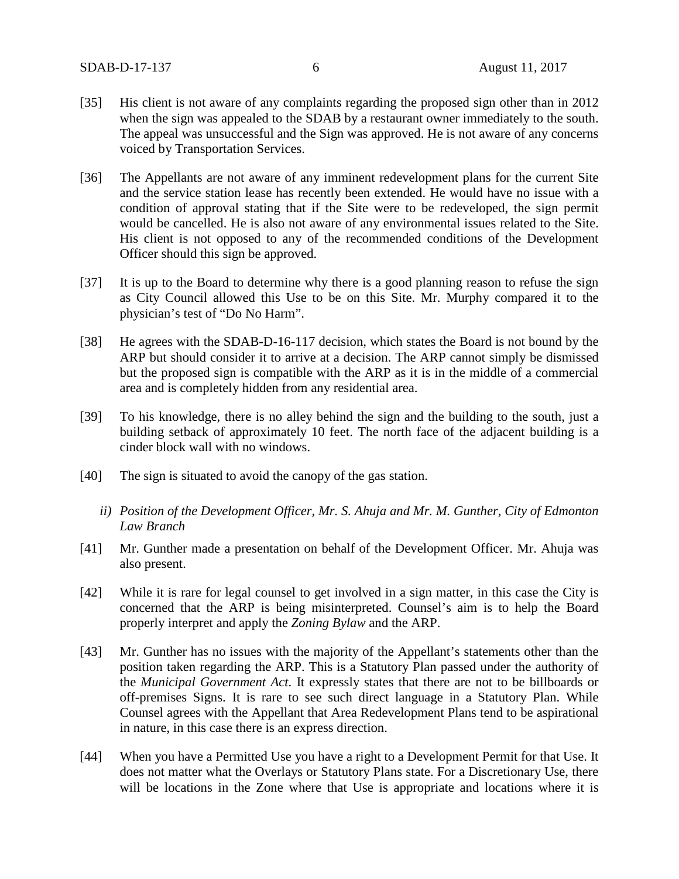[35] His client is not aware of any complaints regarding the proposed sign other than in 2012 when the sign was appealed to the SDAB by a restaurant owner immediately to the south. The appeal was unsuccessful and the Sign was approved. He is not aware of any concerns voiced by Transportation Services.

[36] The Appellants are not aware of any imminent redevelopment plans for the current Site and the service station lease has recently been extended. He would have no issue with a condition of approval stating that if the Site were to be redeveloped, the sign permit would be cancelled. He is also not aware of any environmental issues related to the Site. His client is not opposed to any of the recommended conditions of the Development Officer should this sign be approved.

[37] It is up to the Board to determine why there is a good planning reason to refuse the sign as City Council allowed this Use to be on this Site. Mr. Murphy compared it to the physician's test of "Do No Harm".

[38] He agrees with the SDAB-D-16-117 decision, which states the Board is not bound by the ARP but should consider it to arrive at a decision. The ARP cannot simply be dismissed but the proposed sign is compatible with the ARP as it is in the middle of a commercial area and is completely hidden from any residential area.

[39] To his knowledge, there is no alley behind the sign and the building to the south, just a building setback of approximately 10 feet. The north face of the adjacent building is a cinder block wall with no windows.

[40] The sign is situated to avoid the canopy of the gas station.

*ii) Position of the Development Officer, Mr. S. Ahuja and Mr. M. Gunther, City of Edmonton Law Branch*

[41] Mr. Gunther made a presentation on behalf of the Development Officer. Mr. Ahuja was also present.

[42] While it is rare for legal counsel to get involved in a sign matter, in this case the City is concerned that the ARP is being misinterpreted. Counsel's aim is to help the Board properly interpret and apply the *Zoning Bylaw* and the ARP.

[43] Mr. Gunther has no issues with the majority of the Appellant's statements other than the position taken regarding the ARP. This is a Statutory Plan passed under the authority of the *Municipal Government Act*. It expressly states that there are not to be billboards or off-premises Signs. It is rare to see such direct language in a Statutory Plan. While Counsel agrees with the Appellant that Area Redevelopment Plans tend to be aspirational in nature, in this case there is an express direction.

[44] When you have a Permitted Use you have a right to a Development Permit for that Use. It does not matter what the Overlays or Statutory Plans state. For a Discretionary Use, there will be locations in the Zone where that Use is appropriate and locations where it is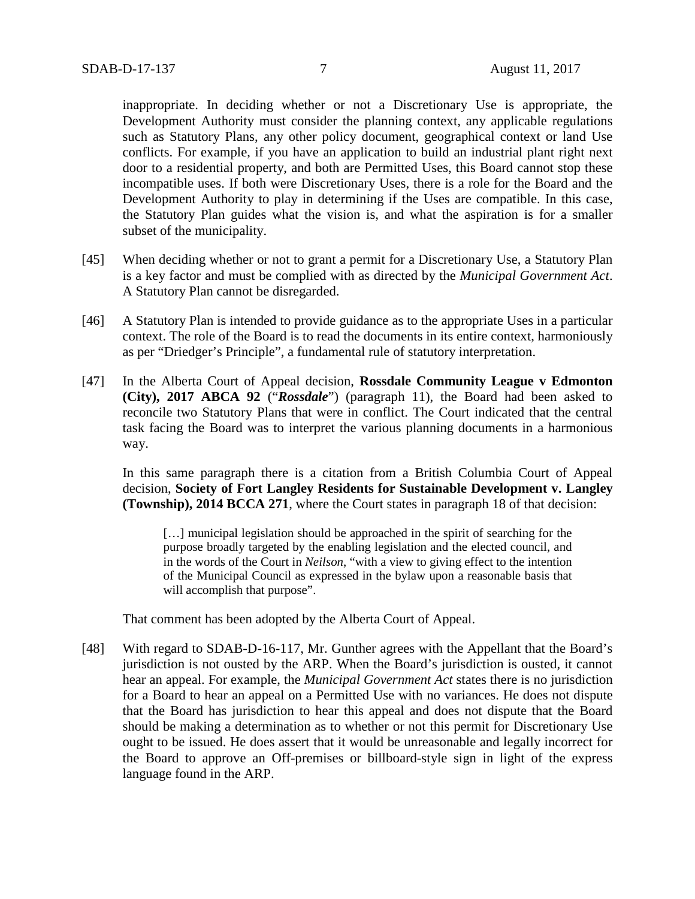inappropriate. In deciding whether or not a Discretionary Use is appropriate, the Development Authority must consider the planning context, any applicable regulations such as Statutory Plans, any other policy document, geographical context or land Use conflicts. For example, if you have an application to build an industrial plant right next door to a residential property, and both are Permitted Uses, this Board cannot stop these incompatible uses. If both were Discretionary Uses, there is a role for the Board and the Development Authority to play in determining if the Uses are compatible. In this case, the Statutory Plan guides what the vision is, and what the aspiration is for a smaller subset of the municipality.

[45] When deciding whether or not to grant a permit for a Discretionary Use, a Statutory Plan is a key factor and must be complied with as directed by the *Municipal Government Act*. A Statutory Plan cannot be disregarded.

[46] A Statutory Plan is intended to provide guidance as to the appropriate Uses in a particular context. The role of the Board is to read the documents in its entire context, harmoniously as per "Driedger's Principle", a fundamental rule of statutory interpretation.

[47] In the Alberta Court of Appeal decision, **Rossdale Community League v Edmonton (City), 2017 ABCA 92** ("***Rossdale***") (paragraph 11), the Board had been asked to reconcile two Statutory Plans that were in conflict. The Court indicated that the central task facing the Board was to interpret the various planning documents in a harmonious way.

In this same paragraph there is a citation from a British Columbia Court of Appeal decision, **Society of Fort Langley Residents for Sustainable Development v. Langley (Township), 2014 BCCA 271**, where the Court states in paragraph 18 of that decision:

> […] municipal legislation should be approached in the spirit of searching for the purpose broadly targeted by the enabling legislation and the elected council, and in the words of the Court in *Neilson*, "with a view to giving effect to the intention of the Municipal Council as expressed in the bylaw upon a reasonable basis that will accomplish that purpose".

That comment has been adopted by the Alberta Court of Appeal.

[48] With regard to SDAB-D-16-117, Mr. Gunther agrees with the Appellant that the Board's jurisdiction is not ousted by the ARP. When the Board's jurisdiction is ousted, it cannot hear an appeal. For example, the *Municipal Government Act* states there is no jurisdiction for a Board to hear an appeal on a Permitted Use with no variances. He does not dispute that the Board has jurisdiction to hear this appeal and does not dispute that the Board should be making a determination as to whether or not this permit for Discretionary Use ought to be issued. He does assert that it would be unreasonable and legally incorrect for the Board to approve an Off-premises or billboard-style sign in light of the express language found in the ARP.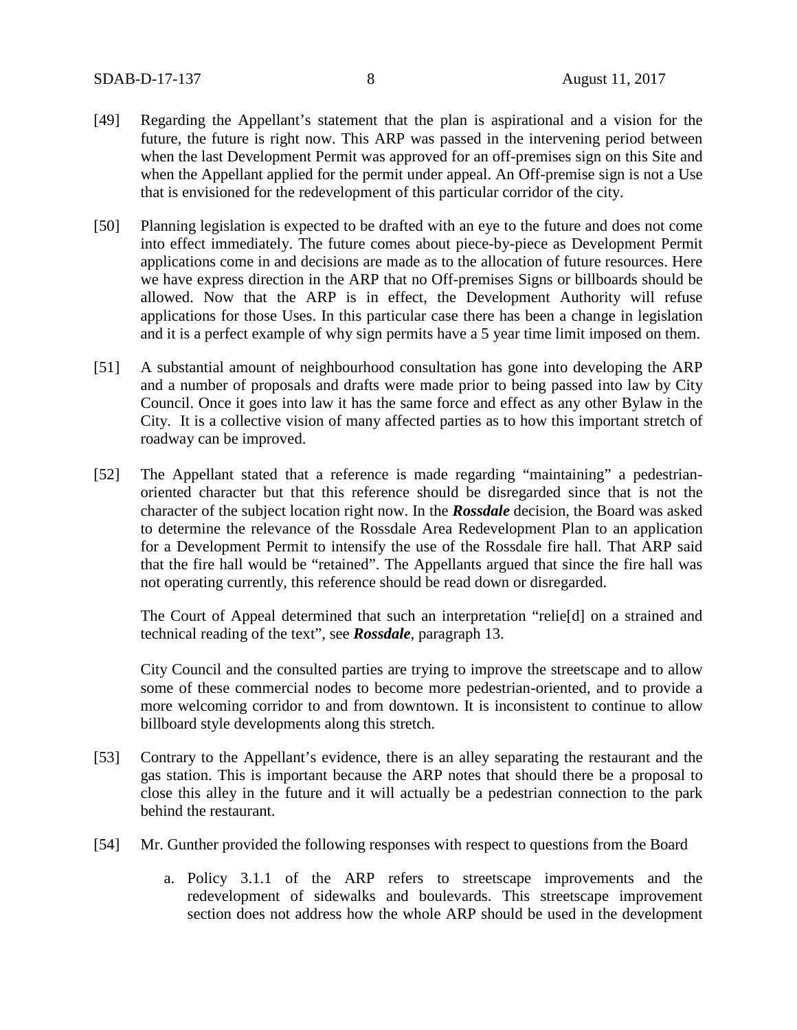[49] Regarding the Appellant's statement that the plan is aspirational and a vision for the future, the future is right now. This ARP was passed in the intervening period between when the last Development Permit was approved for an off-premises sign on this Site and when the Appellant applied for the permit under appeal. An Off-premise sign is not a Use that is envisioned for the redevelopment of this particular corridor of the city.

[50] Planning legislation is expected to be drafted with an eye to the future and does not come into effect immediately. The future comes about piece-by-piece as Development Permit applications come in and decisions are made as to the allocation of future resources. Here we have express direction in the ARP that no Off-premises Signs or billboards should be allowed. Now that the ARP is in effect, the Development Authority will refuse applications for those Uses. In this particular case there has been a change in legislation and it is a perfect example of why sign permits have a 5 year time limit imposed on them.

[51] A substantial amount of neighbourhood consultation has gone into developing the ARP and a number of proposals and drafts were made prior to being passed into law by City Council. Once it goes into law it has the same force and effect as any other Bylaw in the City. It is a collective vision of many affected parties as to how this important stretch of roadway can be improved.

[52] The Appellant stated that a reference is made regarding "maintaining" a pedestrian-oriented character but that this reference should be disregarded since that is not the character of the subject location right now. In the ***Rossdale*** decision, the Board was asked to determine the relevance of the Rossdale Area Redevelopment Plan to an application for a Development Permit to intensify the use of the Rossdale fire hall. That ARP said that the fire hall would be "retained". The Appellants argued that since the fire hall was not operating currently, this reference should be read down or disregarded.

The Court of Appeal determined that such an interpretation "relie[d] on a strained and technical reading of the text", see ***Rossdale***, paragraph 13.

City Council and the consulted parties are trying to improve the streetscape and to allow some of these commercial nodes to become more pedestrian-oriented, and to provide a more welcoming corridor to and from downtown. It is inconsistent to continue to allow billboard style developments along this stretch.

[53] Contrary to the Appellant's evidence, there is an alley separating the restaurant and the gas station. This is important because the ARP notes that should there be a proposal to close this alley in the future and it will actually be a pedestrian connection to the park behind the restaurant.

[54] Mr. Gunther provided the following responses with respect to questions from the Board

a. Policy 3.1.1 of the ARP refers to streetscape improvements and the redevelopment of sidewalks and boulevards. This streetscape improvement section does not address how the whole ARP should be used in the development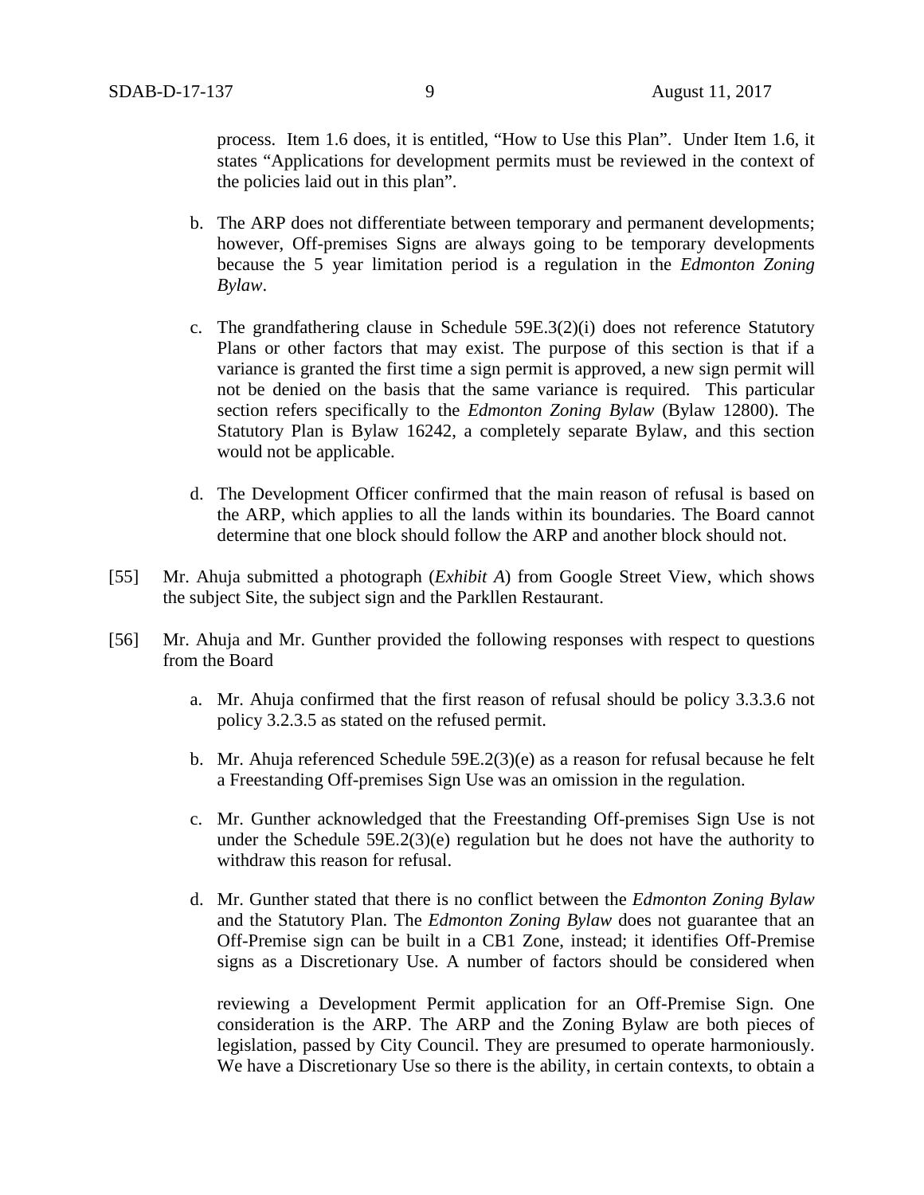process. Item 1.6 does, it is entitled, "How to Use this Plan". Under Item 1.6, it states "Applications for development permits must be reviewed in the context of the policies laid out in this plan".

b. The ARP does not differentiate between temporary and permanent developments; however, Off-premises Signs are always going to be temporary developments because the 5 year limitation period is a regulation in the *Edmonton Zoning Bylaw*.

c. The grandfathering clause in Schedule 59E.3(2)(i) does not reference Statutory Plans or other factors that may exist. The purpose of this section is that if a variance is granted the first time a sign permit is approved, a new sign permit will not be denied on the basis that the same variance is required. This particular section refers specifically to the *Edmonton Zoning Bylaw* (Bylaw 12800). The Statutory Plan is Bylaw 16242, a completely separate Bylaw, and this section would not be applicable.

d. The Development Officer confirmed that the main reason of refusal is based on the ARP, which applies to all the lands within its boundaries. The Board cannot determine that one block should follow the ARP and another block should not.

[55] Mr. Ahuja submitted a photograph (*Exhibit A*) from Google Street View, which shows the subject Site, the subject sign and the Parkllen Restaurant.

[56] Mr. Ahuja and Mr. Gunther provided the following responses with respect to questions from the Board

a. Mr. Ahuja confirmed that the first reason of refusal should be policy 3.3.3.6 not policy 3.2.3.5 as stated on the refused permit.

b. Mr. Ahuja referenced Schedule 59E.2(3)(e) as a reason for refusal because he felt a Freestanding Off-premises Sign Use was an omission in the regulation.

c. Mr. Gunther acknowledged that the Freestanding Off-premises Sign Use is not under the Schedule 59E.2(3)(e) regulation but he does not have the authority to withdraw this reason for refusal.

d. Mr. Gunther stated that there is no conflict between the *Edmonton Zoning Bylaw* and the Statutory Plan. The *Edmonton Zoning Bylaw* does not guarantee that an Off-Premise sign can be built in a CB1 Zone, instead; it identifies Off-Premise signs as a Discretionary Use. A number of factors should be considered when reviewing a Development Permit application for an Off-Premise Sign. One consideration is the ARP. The ARP and the Zoning Bylaw are both pieces of legislation, passed by City Council. They are presumed to operate harmoniously. We have a Discretionary Use so there is the ability, in certain contexts, to obtain a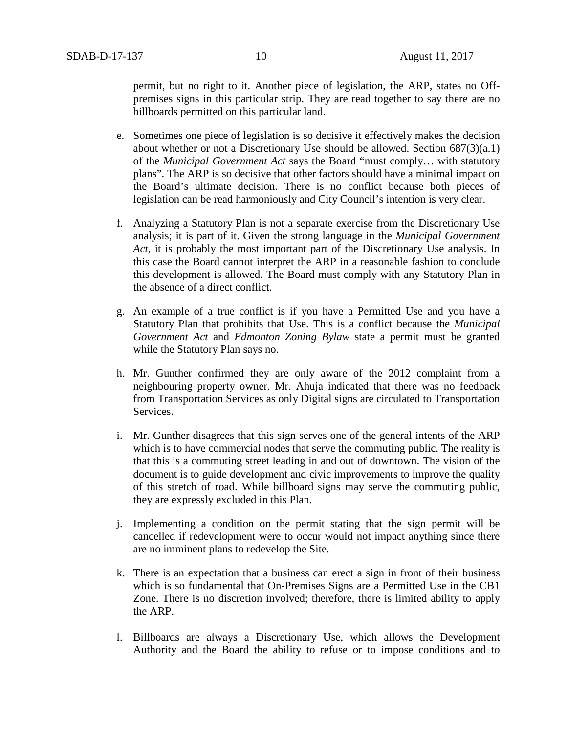permit, but no right to it. Another piece of legislation, the ARP, states no Off-premises signs in this particular strip. They are read together to say there are no billboards permitted on this particular land.

e. Sometimes one piece of legislation is so decisive it effectively makes the decision about whether or not a Discretionary Use should be allowed. Section 687(3)(a.1) of the *Municipal Government Act* says the Board "must comply… with statutory plans". The ARP is so decisive that other factors should have a minimal impact on the Board's ultimate decision. There is no conflict because both pieces of legislation can be read harmoniously and City Council's intention is very clear.

f. Analyzing a Statutory Plan is not a separate exercise from the Discretionary Use analysis; it is part of it. Given the strong language in the *Municipal Government Act*, it is probably the most important part of the Discretionary Use analysis. In this case the Board cannot interpret the ARP in a reasonable fashion to conclude this development is allowed. The Board must comply with any Statutory Plan in the absence of a direct conflict.

g. An example of a true conflict is if you have a Permitted Use and you have a Statutory Plan that prohibits that Use. This is a conflict because the *Municipal Government Act* and *Edmonton Zoning Bylaw* state a permit must be granted while the Statutory Plan says no.

h. Mr. Gunther confirmed they are only aware of the 2012 complaint from a neighbouring property owner. Mr. Ahuja indicated that there was no feedback from Transportation Services as only Digital signs are circulated to Transportation Services.

i. Mr. Gunther disagrees that this sign serves one of the general intents of the ARP which is to have commercial nodes that serve the commuting public. The reality is that this is a commuting street leading in and out of downtown. The vision of the document is to guide development and civic improvements to improve the quality of this stretch of road. While billboard signs may serve the commuting public, they are expressly excluded in this Plan.

j. Implementing a condition on the permit stating that the sign permit will be cancelled if redevelopment were to occur would not impact anything since there are no imminent plans to redevelop the Site.

k. There is an expectation that a business can erect a sign in front of their business which is so fundamental that On-Premises Signs are a Permitted Use in the CB1 Zone. There is no discretion involved; therefore, there is limited ability to apply the ARP.

l. Billboards are always a Discretionary Use, which allows the Development Authority and the Board the ability to refuse or to impose conditions and to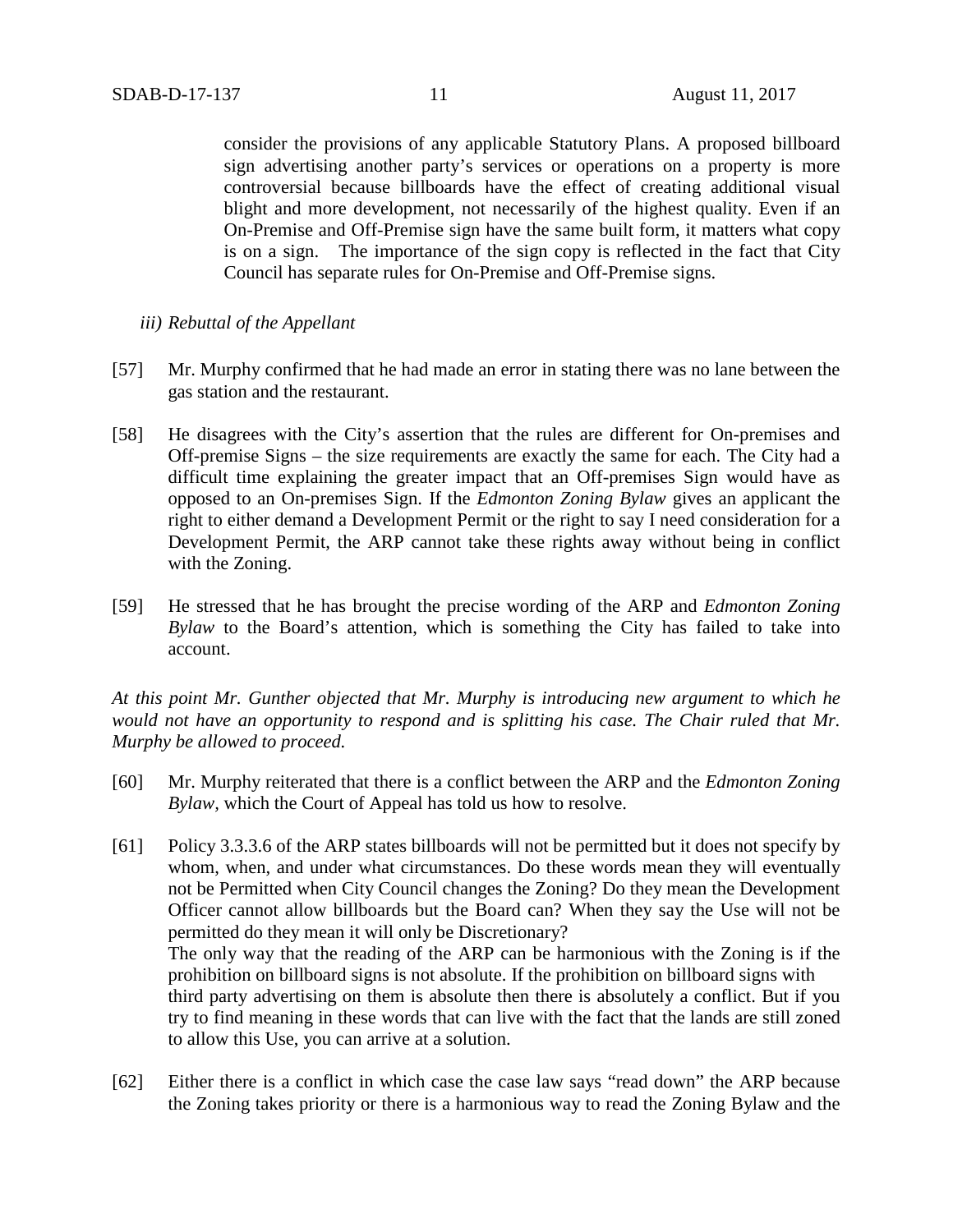consider the provisions of any applicable Statutory Plans. A proposed billboard sign advertising another party's services or operations on a property is more controversial because billboards have the effect of creating additional visual blight and more development, not necessarily of the highest quality. Even if an On-Premise and Off-Premise sign have the same built form, it matters what copy is on a sign. The importance of the sign copy is reflected in the fact that City Council has separate rules for On-Premise and Off-Premise signs.

*iii) Rebuttal of the Appellant*

[57] Mr. Murphy confirmed that he had made an error in stating there was no lane between the gas station and the restaurant.

[58] He disagrees with the City's assertion that the rules are different for On-premises and Off-premise Signs – the size requirements are exactly the same for each. The City had a difficult time explaining the greater impact that an Off-premises Sign would have as opposed to an On-premises Sign. If the *Edmonton Zoning Bylaw* gives an applicant the right to either demand a Development Permit or the right to say I need consideration for a Development Permit, the ARP cannot take these rights away without being in conflict with the Zoning.

[59] He stressed that he has brought the precise wording of the ARP and *Edmonton Zoning Bylaw* to the Board's attention, which is something the City has failed to take into account.

*At this point Mr. Gunther objected that Mr. Murphy is introducing new argument to which he would not have an opportunity to respond and is splitting his case. The Chair ruled that Mr. Murphy be allowed to proceed.*

[60] Mr. Murphy reiterated that there is a conflict between the ARP and the *Edmonton Zoning Bylaw*, which the Court of Appeal has told us how to resolve.

[61] Policy 3.3.3.6 of the ARP states billboards will not be permitted but it does not specify by whom, when, and under what circumstances. Do these words mean they will eventually not be Permitted when City Council changes the Zoning? Do they mean the Development Officer cannot allow billboards but the Board can? When they say the Use will not be permitted do they mean it will only be Discretionary?
The only way that the reading of the ARP can be harmonious with the Zoning is if the prohibition on billboard signs is not absolute. If the prohibition on billboard signs with third party advertising on them is absolute then there is absolutely a conflict. But if you try to find meaning in these words that can live with the fact that the lands are still zoned to allow this Use, you can arrive at a solution.

[62] Either there is a conflict in which case the case law says "read down" the ARP because the Zoning takes priority or there is a harmonious way to read the Zoning Bylaw and the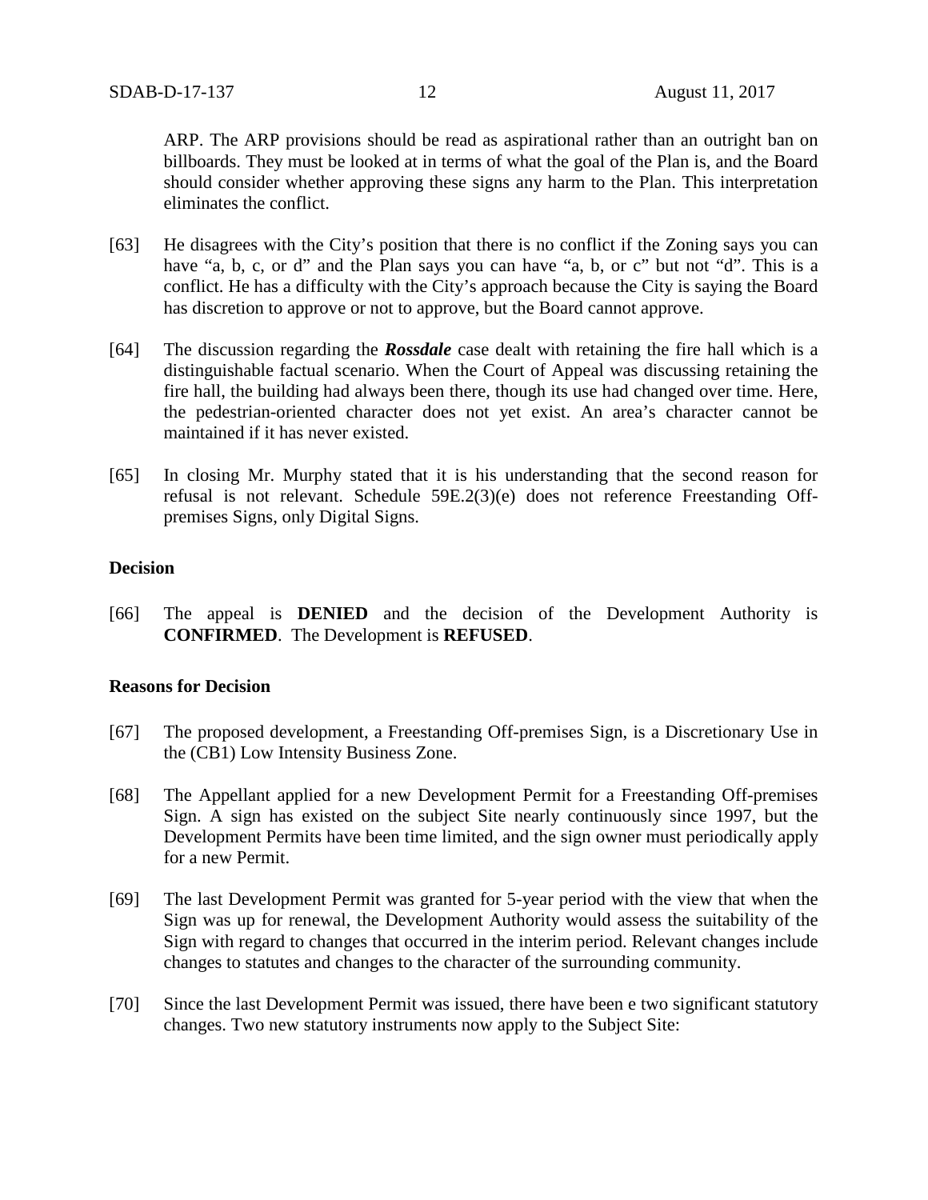ARP. The ARP provisions should be read as aspirational rather than an outright ban on billboards. They must be looked at in terms of what the goal of the Plan is, and the Board should consider whether approving these signs any harm to the Plan. This interpretation eliminates the conflict.

[63] He disagrees with the City's position that there is no conflict if the Zoning says you can have "a, b, c, or d" and the Plan says you can have "a, b, or c" but not "d". This is a conflict. He has a difficulty with the City's approach because the City is saying the Board has discretion to approve or not to approve, but the Board cannot approve.

[64] The discussion regarding the ***Rossdale*** case dealt with retaining the fire hall which is a distinguishable factual scenario. When the Court of Appeal was discussing retaining the fire hall, the building had always been there, though its use had changed over time. Here, the pedestrian-oriented character does not yet exist. An area's character cannot be maintained if it has never existed.

[65] In closing Mr. Murphy stated that it is his understanding that the second reason for refusal is not relevant. Schedule 59E.2(3)(e) does not reference Freestanding Off-premises Signs, only Digital Signs.

**Decision**

[66] The appeal is **DENIED** and the decision of the Development Authority is **CONFIRMED**. The Development is **REFUSED**.

**Reasons for Decision**

[67] The proposed development, a Freestanding Off-premises Sign, is a Discretionary Use in the (CB1) Low Intensity Business Zone.

[68] The Appellant applied for a new Development Permit for a Freestanding Off-premises Sign. A sign has existed on the subject Site nearly continuously since 1997, but the Development Permits have been time limited, and the sign owner must periodically apply for a new Permit.

[69] The last Development Permit was granted for 5-year period with the view that when the Sign was up for renewal, the Development Authority would assess the suitability of the Sign with regard to changes that occurred in the interim period. Relevant changes include changes to statutes and changes to the character of the surrounding community.

[70] Since the last Development Permit was issued, there have been e two significant statutory changes. Two new statutory instruments now apply to the Subject Site: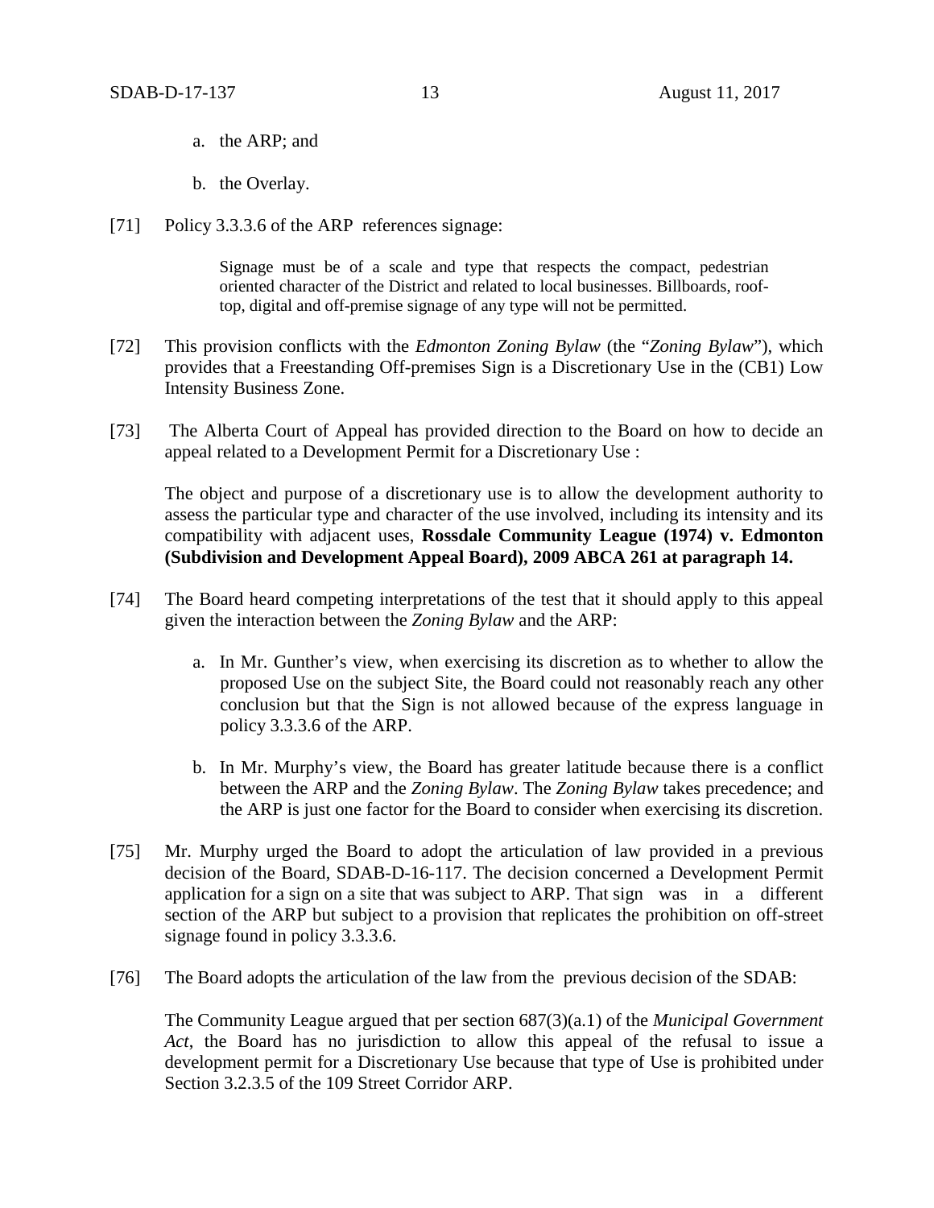a. the ARP; and

b. the Overlay.

[71] Policy 3.3.3.6 of the ARP references signage:

> Signage must be of a scale and type that respects the compact, pedestrian oriented character of the District and related to local businesses. Billboards, roof-top, digital and off-premise signage of any type will not be permitted.

[72] This provision conflicts with the *Edmonton Zoning Bylaw* (the "*Zoning Bylaw*"), which provides that a Freestanding Off-premises Sign is a Discretionary Use in the (CB1) Low Intensity Business Zone.

[73] The Alberta Court of Appeal has provided direction to the Board on how to decide an appeal related to a Development Permit for a Discretionary Use :

> The object and purpose of a discretionary use is to allow the development authority to assess the particular type and character of the use involved, including its intensity and its compatibility with adjacent uses, **Rossdale Community League (1974) v. Edmonton (Subdivision and Development Appeal Board), 2009 ABCA 261 at paragraph 14.**

[74] The Board heard competing interpretations of the test that it should apply to this appeal given the interaction between the *Zoning Bylaw* and the ARP:

a. In Mr. Gunther's view, when exercising its discretion as to whether to allow the proposed Use on the subject Site, the Board could not reasonably reach any other conclusion but that the Sign is not allowed because of the express language in policy 3.3.3.6 of the ARP.

b. In Mr. Murphy's view, the Board has greater latitude because there is a conflict between the ARP and the *Zoning Bylaw*. The *Zoning Bylaw* takes precedence; and the ARP is just one factor for the Board to consider when exercising its discretion.

[75] Mr. Murphy urged the Board to adopt the articulation of law provided in a previous decision of the Board, SDAB-D-16-117. The decision concerned a Development Permit application for a sign on a site that was subject to ARP. That sign was in a different section of the ARP but subject to a provision that replicates the prohibition on off-street signage found in policy 3.3.3.6.

[76] The Board adopts the articulation of the law from the previous decision of the SDAB:

> The Community League argued that per section 687(3)(a.1) of the *Municipal Government Act*, the Board has no jurisdiction to allow this appeal of the refusal to issue a development permit for a Discretionary Use because that type of Use is prohibited under Section 3.2.3.5 of the 109 Street Corridor ARP.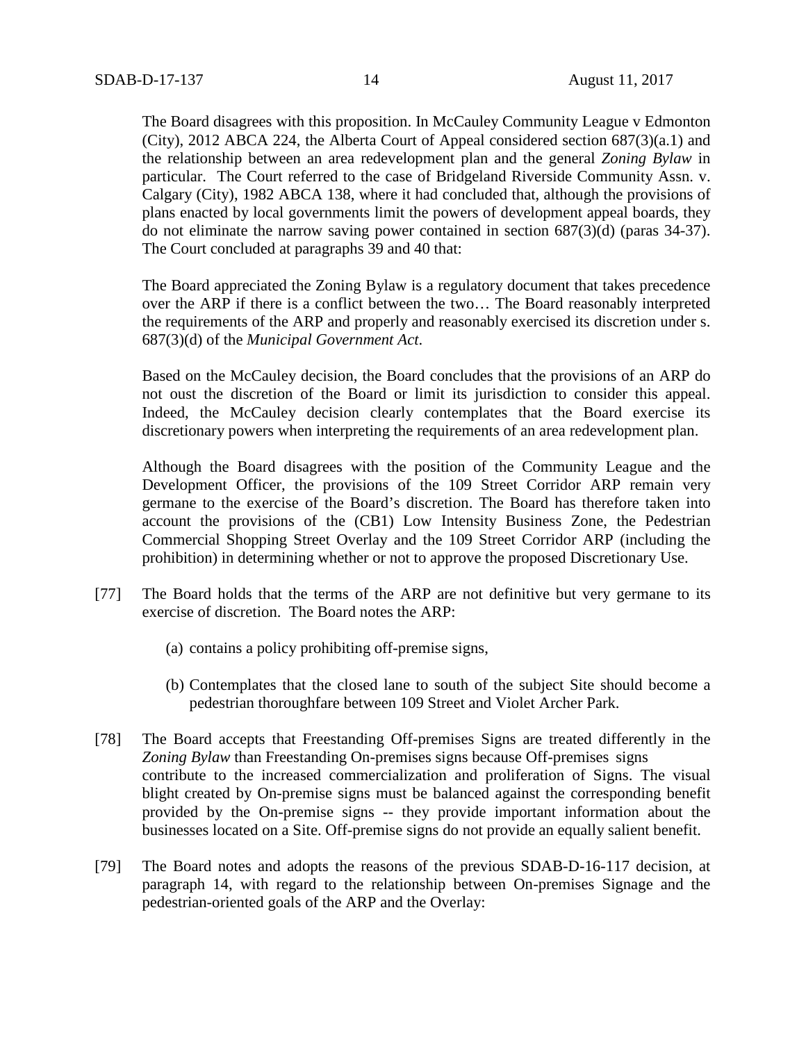The Board disagrees with this proposition. In McCauley Community League v Edmonton (City), 2012 ABCA 224, the Alberta Court of Appeal considered section 687(3)(a.1) and the relationship between an area redevelopment plan and the general *Zoning Bylaw* in particular. The Court referred to the case of Bridgeland Riverside Community Assn. v. Calgary (City), 1982 ABCA 138, where it had concluded that, although the provisions of plans enacted by local governments limit the powers of development appeal boards, they do not eliminate the narrow saving power contained in section 687(3)(d) (paras 34-37). The Court concluded at paragraphs 39 and 40 that:

> The Board appreciated the Zoning Bylaw is a regulatory document that takes precedence over the ARP if there is a conflict between the two… The Board reasonably interpreted the requirements of the ARP and properly and reasonably exercised its discretion under s. 687(3)(d) of the *Municipal Government Act*.

Based on the McCauley decision, the Board concludes that the provisions of an ARP do not oust the discretion of the Board or limit its jurisdiction to consider this appeal. Indeed, the McCauley decision clearly contemplates that the Board exercise its discretionary powers when interpreting the requirements of an area redevelopment plan.

Although the Board disagrees with the position of the Community League and the Development Officer, the provisions of the 109 Street Corridor ARP remain very germane to the exercise of the Board's discretion. The Board has therefore taken into account the provisions of the (CB1) Low Intensity Business Zone, the Pedestrian Commercial Shopping Street Overlay and the 109 Street Corridor ARP (including the prohibition) in determining whether or not to approve the proposed Discretionary Use.

[77] The Board holds that the terms of the ARP are not definitive but very germane to its exercise of discretion. The Board notes the ARP:

(a) contains a policy prohibiting off-premise signs,

(b) Contemplates that the closed lane to south of the subject Site should become a pedestrian thoroughfare between 109 Street and Violet Archer Park.

[78] The Board accepts that Freestanding Off-premises Signs are treated differently in the *Zoning Bylaw* than Freestanding On-premises signs because Off-premises signs contribute to the increased commercialization and proliferation of Signs. The visual blight created by On-premise signs must be balanced against the corresponding benefit provided by the On-premise signs -- they provide important information about the businesses located on a Site. Off-premise signs do not provide an equally salient benefit.

[79] The Board notes and adopts the reasons of the previous SDAB-D-16-117 decision, at paragraph 14, with regard to the relationship between On-premises Signage and the pedestrian-oriented goals of the ARP and the Overlay: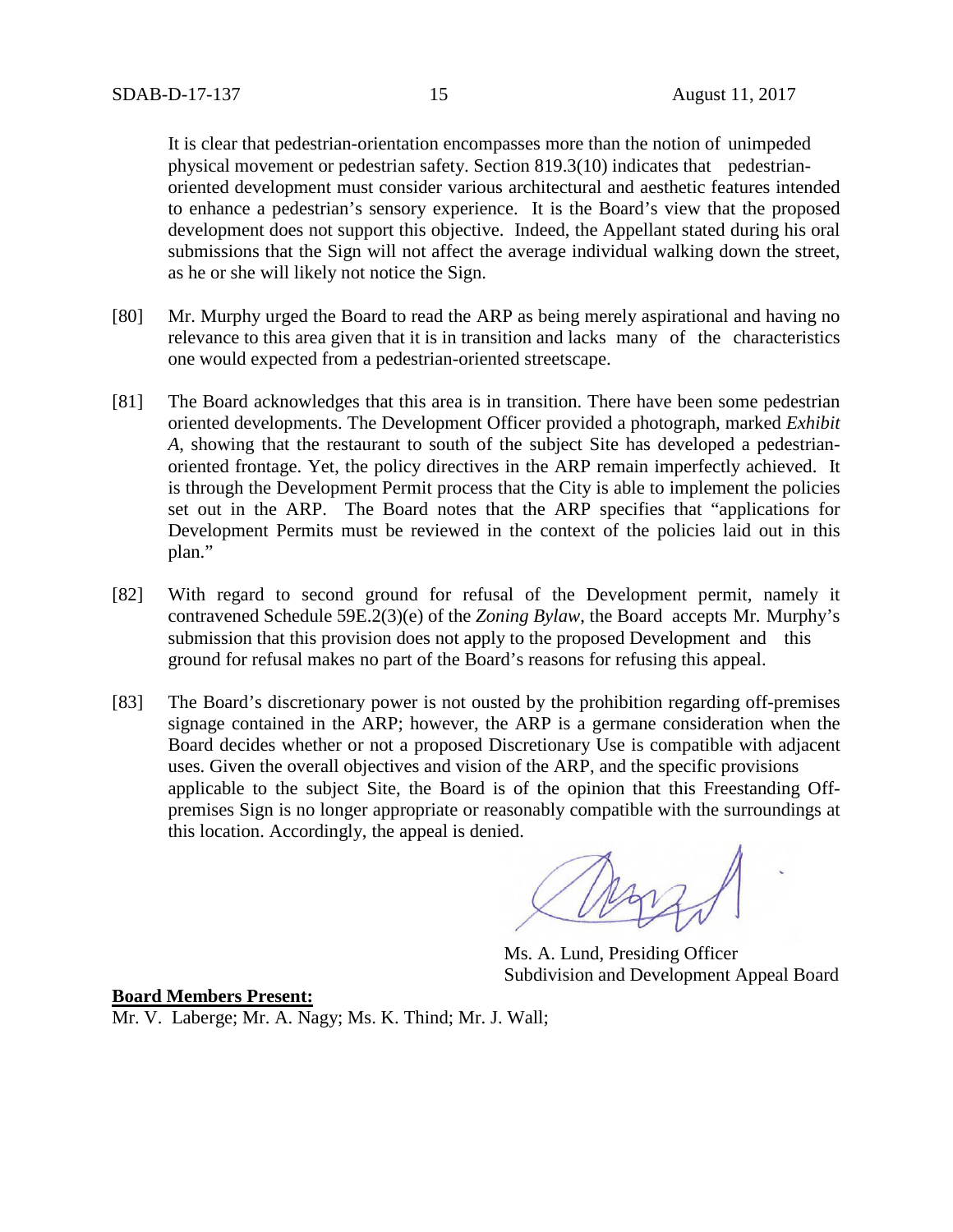It is clear that pedestrian-orientation encompasses more than the notion of unimpeded physical movement or pedestrian safety. Section 819.3(10) indicates that pedestrian-oriented development must consider various architectural and aesthetic features intended to enhance a pedestrian's sensory experience. It is the Board's view that the proposed development does not support this objective. Indeed, the Appellant stated during his oral submissions that the Sign will not affect the average individual walking down the street, as he or she will likely not notice the Sign.

[80] Mr. Murphy urged the Board to read the ARP as being merely aspirational and having no relevance to this area given that it is in transition and lacks many of the characteristics one would expected from a pedestrian-oriented streetscape.

[81] The Board acknowledges that this area is in transition. There have been some pedestrian oriented developments. The Development Officer provided a photograph, marked *Exhibit A*, showing that the restaurant to south of the subject Site has developed a pedestrian-oriented frontage. Yet, the policy directives in the ARP remain imperfectly achieved. It is through the Development Permit process that the City is able to implement the policies set out in the ARP. The Board notes that the ARP specifies that "applications for Development Permits must be reviewed in the context of the policies laid out in this plan."

[82] With regard to second ground for refusal of the Development permit, namely it contravened Schedule 59E.2(3)(e) of the *Zoning Bylaw*, the Board accepts Mr. Murphy's submission that this provision does not apply to the proposed Development and this ground for refusal makes no part of the Board's reasons for refusing this appeal.

[83] The Board's discretionary power is not ousted by the prohibition regarding off-premises signage contained in the ARP; however, the ARP is a germane consideration when the Board decides whether or not a proposed Discretionary Use is compatible with adjacent uses. Given the overall objectives and vision of the ARP, and the specific provisions applicable to the subject Site, the Board is of the opinion that this Freestanding Off-premises Sign is no longer appropriate or reasonably compatible with the surroundings at this location. Accordingly, the appeal is denied.

Ms. A. Lund, Presiding Officer
Subdivision and Development Appeal Board

**Board Members Present:**

Mr. V. Laberge; Mr. A. Nagy; Ms. K. Thind; Mr. J. Wall;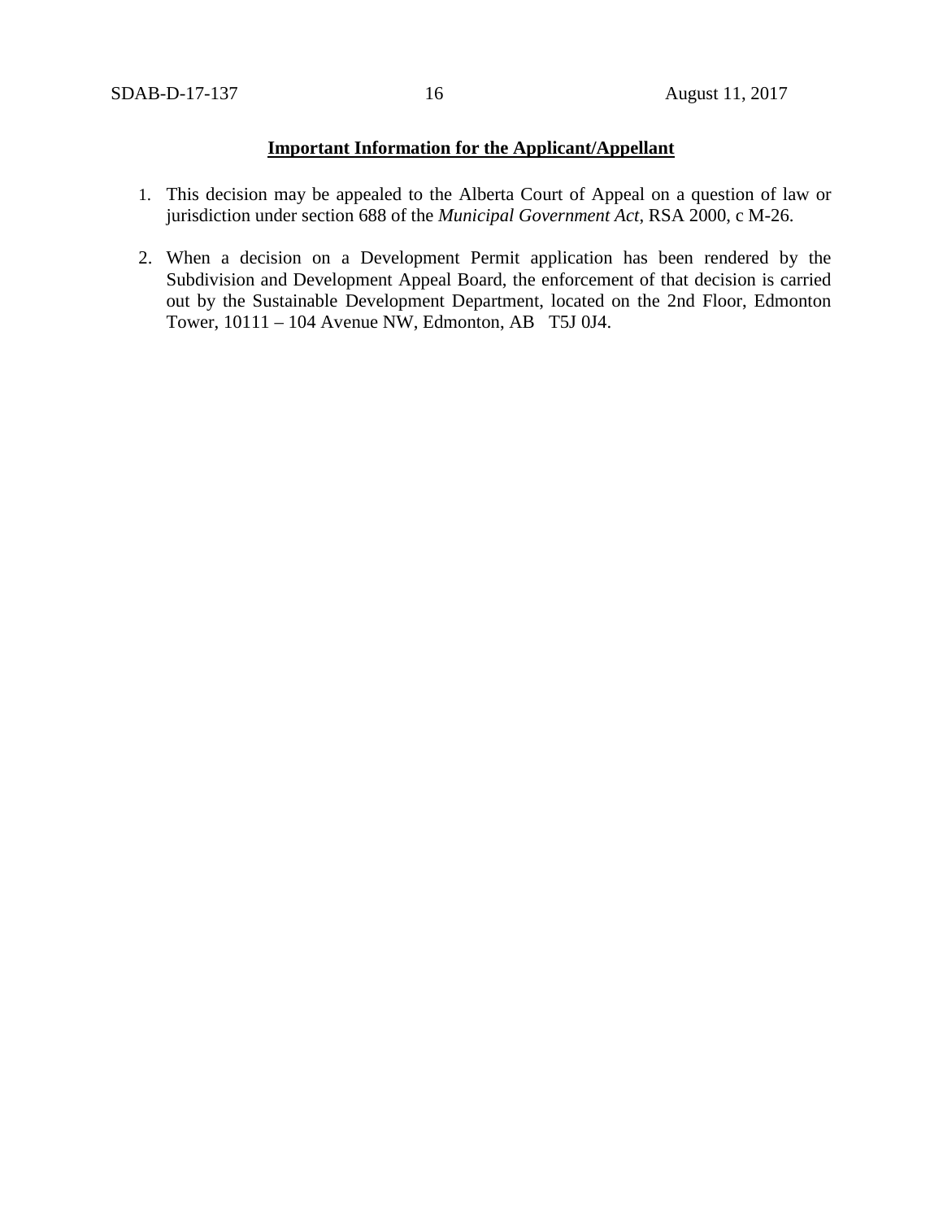**Important Information for the Applicant/Appellant**

1. This decision may be appealed to the Alberta Court of Appeal on a question of law or jurisdiction under section 688 of the *Municipal Government Act*, RSA 2000, c M-26.

2. When a decision on a Development Permit application has been rendered by the Subdivision and Development Appeal Board, the enforcement of that decision is carried out by the Sustainable Development Department, located on the 2nd Floor, Edmonton Tower, 10111 – 104 Avenue NW, Edmonton, AB T5J 0J4.